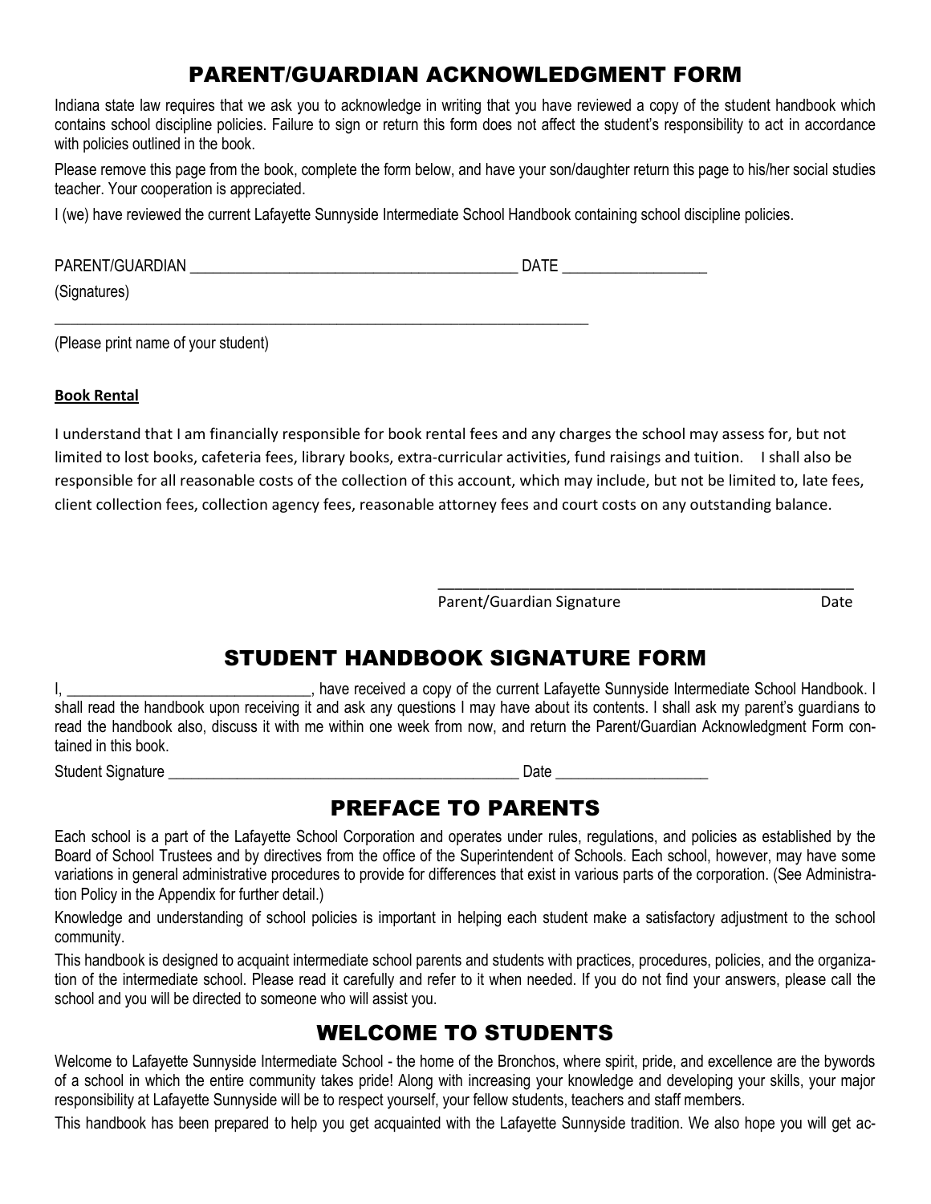# PARENT/GUARDIAN ACKNOWLEDGMENT FORM

Indiana state law requires that we ask you to acknowledge in writing that you have reviewed a copy of the student handbook which contains school discipline policies. Failure to sign or return this form does not affect the student's responsibility to act in accordance with policies outlined in the book.

Please remove this page from the book, complete the form below, and have your son/daughter return this page to his/her social studies teacher. Your cooperation is appreciated.

I (we) have reviewed the current Lafayette Sunnyside Intermediate School Handbook containing school discipline policies.

PARENT/GUARDIAN ___________________________________________ DATE ___________________

(Signatures)

_______________________________________________________________________

(Please print name of your student)

**Book Rental**

I understand that I am financially responsible for book rental fees and any charges the school may assess for, but not limited to lost books, cafeteria fees, library books, extra-curricular activities, fund raisings and tuition. I shall also be responsible for all reasonable costs of the collection of this account, which may include, but not be limited to, late fees, client collection fees, collection agency fees, reasonable attorney fees and court costs on any outstanding balance.

_____________________________________________________

Parent/Guardian Signature Date

# STUDENT HANDBOOK SIGNATURE FORM

I, _______________________________, have received a copy of the current Lafayette Sunnyside Intermediate School Handbook. I shall read the handbook upon receiving it and ask any questions I may have about its contents. I shall ask my parent's guardians to read the handbook also, discuss it with me within one week from now, and return the Parent/Guardian Acknowledgment Form contained in this book.

Student Signature _______________________________________________ Date ____________________

# PREFACE TO PARENTS

Each school is a part of the Lafayette School Corporation and operates under rules, regulations, and policies as established by the Board of School Trustees and by directives from the office of the Superintendent of Schools. Each school, however, may have some variations in general administrative procedures to provide for differences that exist in various parts of the corporation. (See Administration Policy in the Appendix for further detail.)

Knowledge and understanding of school policies is important in helping each student make a satisfactory adjustment to the school community.

This handbook is designed to acquaint intermediate school parents and students with practices, procedures, policies, and the organization of the intermediate school. Please read it carefully and refer to it when needed. If you do not find your answers, please call the school and you will be directed to someone who will assist you.

# WELCOME TO STUDENTS

Welcome to Lafayette Sunnyside Intermediate School - the home of the Bronchos, where spirit, pride, and excellence are the bywords of a school in which the entire community takes pride! Along with increasing your knowledge and developing your skills, your major responsibility at Lafayette Sunnyside will be to respect yourself, your fellow students, teachers and staff members.

This handbook has been prepared to help you get acquainted with the Lafayette Sunnyside tradition. We also hope you will get ac-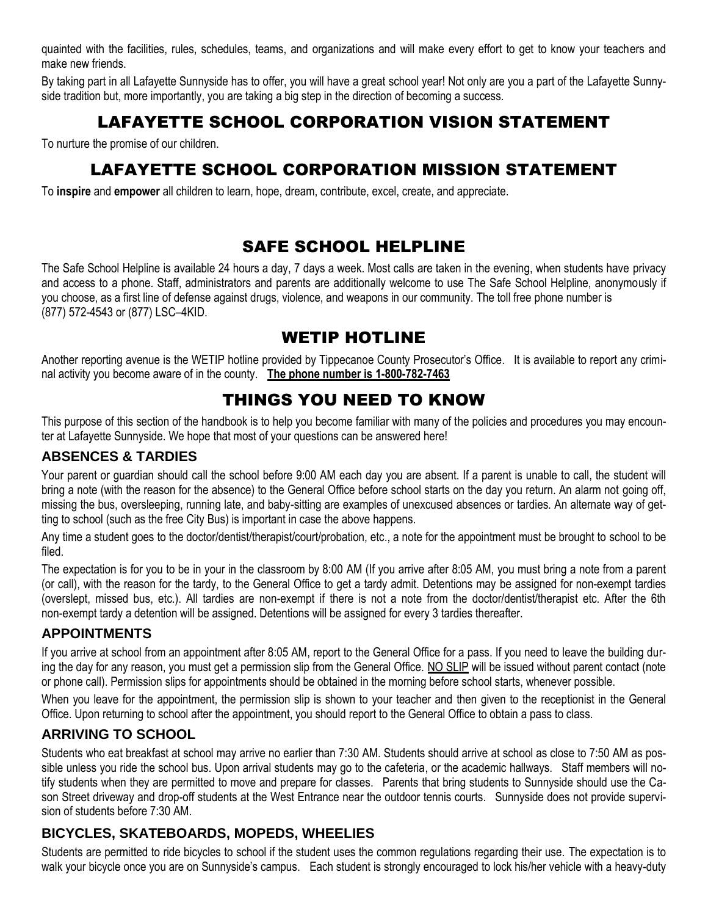quainted with the facilities, rules, schedules, teams, and organizations and will make every effort to get to know your teachers and make new friends.

By taking part in all Lafayette Sunnyside has to offer, you will have a great school year! Not only are you a part of the Lafayette Sunnyside tradition but, more importantly, you are taking a big step in the direction of becoming a success.

# LAFAYETTE SCHOOL CORPORATION VISION STATEMENT

To nurture the promise of our children.

# LAFAYETTE SCHOOL CORPORATION MISSION STATEMENT

To **inspire** and **empower** all children to learn, hope, dream, contribute, excel, create, and appreciate.

# SAFE SCHOOL HELPLINE

The Safe School Helpline is available 24 hours a day, 7 days a week. Most calls are taken in the evening, when students have privacy and access to a phone. Staff, administrators and parents are additionally welcome to use The Safe School Helpline, anonymously if you choose, as a first line of defense against drugs, violence, and weapons in our community. The toll free phone number is (877) 572-4543 or (877) LSC–4KID.

# WETIP HOTLINE

Another reporting avenue is the WETIP hotline provided by Tippecanoe County Prosecutor's Office. It is available to report any criminal activity you become aware of in the county. **The phone number is 1-800-782-7463**

# THINGS YOU NEED TO KNOW

This purpose of this section of the handbook is to help you become familiar with many of the policies and procedures you may encounter at Lafayette Sunnyside. We hope that most of your questions can be answered here!

## ABSENCES & TARDIES

Your parent or guardian should call the school before 9:00 AM each day you are absent. If a parent is unable to call, the student will bring a note (with the reason for the absence) to the General Office before school starts on the day you return. An alarm not going off, missing the bus, oversleeping, running late, and baby-sitting are examples of unexcused absences or tardies. An alternate way of getting to school (such as the free City Bus) is important in case the above happens.

Any time a student goes to the doctor/dentist/therapist/court/probation, etc., a note for the appointment must be brought to school to be filed.

The expectation is for you to be in your in the classroom by 8:00 AM (If you arrive after 8:05 AM, you must bring a note from a parent (or call), with the reason for the tardy, to the General Office to get a tardy admit. Detentions may be assigned for non-exempt tardies (overslept, missed bus, etc.). All tardies are non-exempt if there is not a note from the doctor/dentist/therapist etc. After the 6th non-exempt tardy a detention will be assigned. Detentions will be assigned for every 3 tardies thereafter.

## APPOINTMENTS

If you arrive at school from an appointment after 8:05 AM, report to the General Office for a pass. If you need to leave the building during the day for any reason, you must get a permission slip from the General Office. NO SLIP will be issued without parent contact (note or phone call). Permission slips for appointments should be obtained in the morning before school starts, whenever possible.

When you leave for the appointment, the permission slip is shown to your teacher and then given to the receptionist in the General Office. Upon returning to school after the appointment, you should report to the General Office to obtain a pass to class.

## ARRIVING TO SCHOOL

Students who eat breakfast at school may arrive no earlier than 7:30 AM. Students should arrive at school as close to 7:50 AM as possible unless you ride the school bus. Upon arrival students may go to the cafeteria, or the academic hallways. Staff members will notify students when they are permitted to move and prepare for classes. Parents that bring students to Sunnyside should use the Cason Street driveway and drop-off students at the West Entrance near the outdoor tennis courts. Sunnyside does not provide supervision of students before 7:30 AM.

## BICYCLES, SKATEBOARDS, MOPEDS, WHEELIES

Students are permitted to ride bicycles to school if the student uses the common regulations regarding their use. The expectation is to walk your bicycle once you are on Sunnyside's campus. Each student is strongly encouraged to lock his/her vehicle with a heavy-duty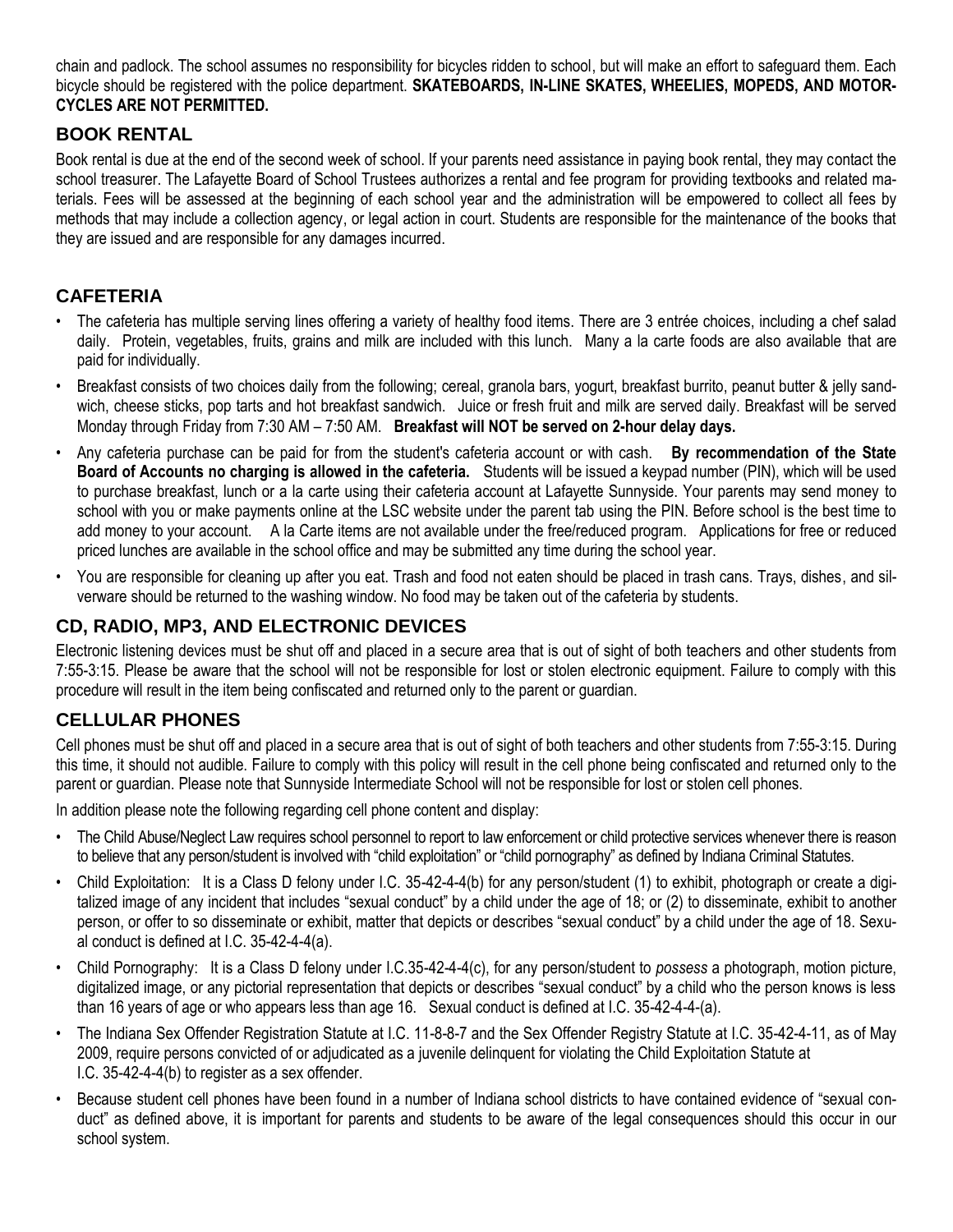chain and padlock. The school assumes no responsibility for bicycles ridden to school, but will make an effort to safeguard them. Each bicycle should be registered with the police department. **SKATEBOARDS, IN-LINE SKATES, WHEELIES, MOPEDS, AND MOTOR-CYCLES ARE NOT PERMITTED.**

## BOOK RENTAL

Book rental is due at the end of the second week of school. If your parents need assistance in paying book rental, they may contact the school treasurer. The Lafayette Board of School Trustees authorizes a rental and fee program for providing textbooks and related materials. Fees will be assessed at the beginning of each school year and the administration will be empowered to collect all fees by methods that may include a collection agency, or legal action in court. Students are responsible for the maintenance of the books that they are issued and are responsible for any damages incurred.

## CAFETERIA

- The cafeteria has multiple serving lines offering a variety of healthy food items. There are 3 entrée choices, including a chef salad daily. Protein, vegetables, fruits, grains and milk are included with this lunch. Many a la carte foods are also available that are paid for individually.
- Breakfast consists of two choices daily from the following; cereal, granola bars, yogurt, breakfast burrito, peanut butter & jelly sandwich, cheese sticks, pop tarts and hot breakfast sandwich. Juice or fresh fruit and milk are served daily. Breakfast will be served Monday through Friday from 7:30 AM – 7:50 AM. **Breakfast will NOT be served on 2-hour delay days.**
- Any cafeteria purchase can be paid for from the student's cafeteria account or with cash. **By recommendation of the State Board of Accounts no charging is allowed in the cafeteria.** Students will be issued a keypad number (PIN), which will be used to purchase breakfast, lunch or a la carte using their cafeteria account at Lafayette Sunnyside. Your parents may send money to school with you or make payments online at the LSC website under the parent tab using the PIN. Before school is the best time to add money to your account. A la Carte items are not available under the free/reduced program. Applications for free or reduced priced lunches are available in the school office and may be submitted any time during the school year.
- You are responsible for cleaning up after you eat. Trash and food not eaten should be placed in trash cans. Trays, dishes, and silverware should be returned to the washing window. No food may be taken out of the cafeteria by students.

## CD, RADIO, MP3, AND ELECTRONIC DEVICES

Electronic listening devices must be shut off and placed in a secure area that is out of sight of both teachers and other students from 7:55-3:15. Please be aware that the school will not be responsible for lost or stolen electronic equipment. Failure to comply with this procedure will result in the item being confiscated and returned only to the parent or guardian.

## CELLULAR PHONES

Cell phones must be shut off and placed in a secure area that is out of sight of both teachers and other students from 7:55-3:15. During this time, it should not audible. Failure to comply with this policy will result in the cell phone being confiscated and returned only to the parent or guardian. Please note that Sunnyside Intermediate School will not be responsible for lost or stolen cell phones.

In addition please note the following regarding cell phone content and display:

- The Child Abuse/Neglect Law requires school personnel to report to law enforcement or child protective services whenever there is reason to believe that any person/student is involved with "child exploitation" or "child pornography" as defined by Indiana Criminal Statutes.
- Child Exploitation: It is a Class D felony under I.C. 35-42-4-4(b) for any person/student (1) to exhibit, photograph or create a digitalized image of any incident that includes "sexual conduct" by a child under the age of 18; or (2) to disseminate, exhibit to another person, or offer to so disseminate or exhibit, matter that depicts or describes "sexual conduct" by a child under the age of 18. Sexual conduct is defined at I.C. 35-42-4-4(a).
- Child Pornography: It is a Class D felony under I.C.35-42-4-4(c), for any person/student to *possess* a photograph, motion picture, digitalized image, or any pictorial representation that depicts or describes "sexual conduct" by a child who the person knows is less than 16 years of age or who appears less than age 16. Sexual conduct is defined at I.C. 35-42-4-4-(a).
- The Indiana Sex Offender Registration Statute at I.C. 11-8-8-7 and the Sex Offender Registry Statute at I.C. 35-42-4-11, as of May 2009, require persons convicted of or adjudicated as a juvenile delinquent for violating the Child Exploitation Statute at I.C. 35-42-4-4(b) to register as a sex offender.
- Because student cell phones have been found in a number of Indiana school districts to have contained evidence of "sexual conduct" as defined above, it is important for parents and students to be aware of the legal consequences should this occur in our school system.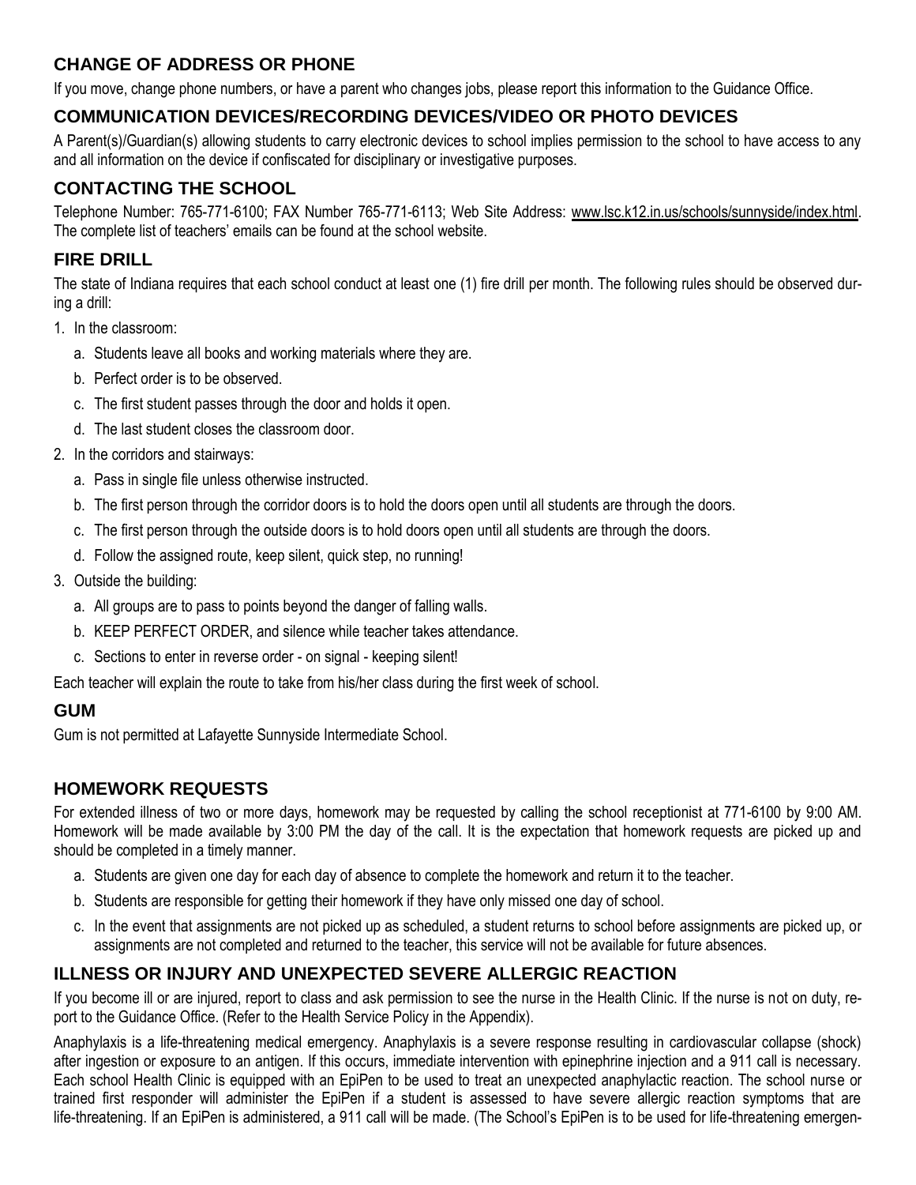## CHANGE OF ADDRESS OR PHONE

If you move, change phone numbers, or have a parent who changes jobs, please report this information to the Guidance Office.

## COMMUNICATION DEVICES/RECORDING DEVICES/VIDEO OR PHOTO DEVICES

A Parent(s)/Guardian(s) allowing students to carry electronic devices to school implies permission to the school to have access to any and all information on the device if confiscated for disciplinary or investigative purposes.

## CONTACTING THE SCHOOL

Telephone Number: 765-771-6100; FAX Number 765-771-6113; Web Site Address: www.lsc.k12.in.us/schools/sunnyside/index.html. The complete list of teachers' emails can be found at the school website.

## FIRE DRILL

The state of Indiana requires that each school conduct at least one (1) fire drill per month. The following rules should be observed during a drill:

1. In the classroom:
   a. Students leave all books and working materials where they are.
   b. Perfect order is to be observed.
   c. The first student passes through the door and holds it open.
   d. The last student closes the classroom door.
2. In the corridors and stairways:
   a. Pass in single file unless otherwise instructed.
   b. The first person through the corridor doors is to hold the doors open until all students are through the doors.
   c. The first person through the outside doors is to hold doors open until all students are through the doors.
   d. Follow the assigned route, keep silent, quick step, no running!
3. Outside the building:
   a. All groups are to pass to points beyond the danger of falling walls.
   b. KEEP PERFECT ORDER, and silence while teacher takes attendance.
   c. Sections to enter in reverse order - on signal - keeping silent!

Each teacher will explain the route to take from his/her class during the first week of school.

## GUM

Gum is not permitted at Lafayette Sunnyside Intermediate School.

## HOMEWORK REQUESTS

For extended illness of two or more days, homework may be requested by calling the school receptionist at 771-6100 by 9:00 AM. Homework will be made available by 3:00 PM the day of the call. It is the expectation that homework requests are picked up and should be completed in a timely manner.

a. Students are given one day for each day of absence to complete the homework and return it to the teacher.
b. Students are responsible for getting their homework if they have only missed one day of school.
c. In the event that assignments are not picked up as scheduled, a student returns to school before assignments are picked up, or assignments are not completed and returned to the teacher, this service will not be available for future absences.

## ILLNESS OR INJURY AND UNEXPECTED SEVERE ALLERGIC REACTION

If you become ill or are injured, report to class and ask permission to see the nurse in the Health Clinic. If the nurse is not on duty, report to the Guidance Office. (Refer to the Health Service Policy in the Appendix).

Anaphylaxis is a life-threatening medical emergency. Anaphylaxis is a severe response resulting in cardiovascular collapse (shock) after ingestion or exposure to an antigen. If this occurs, immediate intervention with epinephrine injection and a 911 call is necessary. Each school Health Clinic is equipped with an EpiPen to be used to treat an unexpected anaphylactic reaction. The school nurse or trained first responder will administer the EpiPen if a student is assessed to have severe allergic reaction symptoms that are life-threatening. If an EpiPen is administered, a 911 call will be made. (The School's EpiPen is to be used for life-threatening emergen-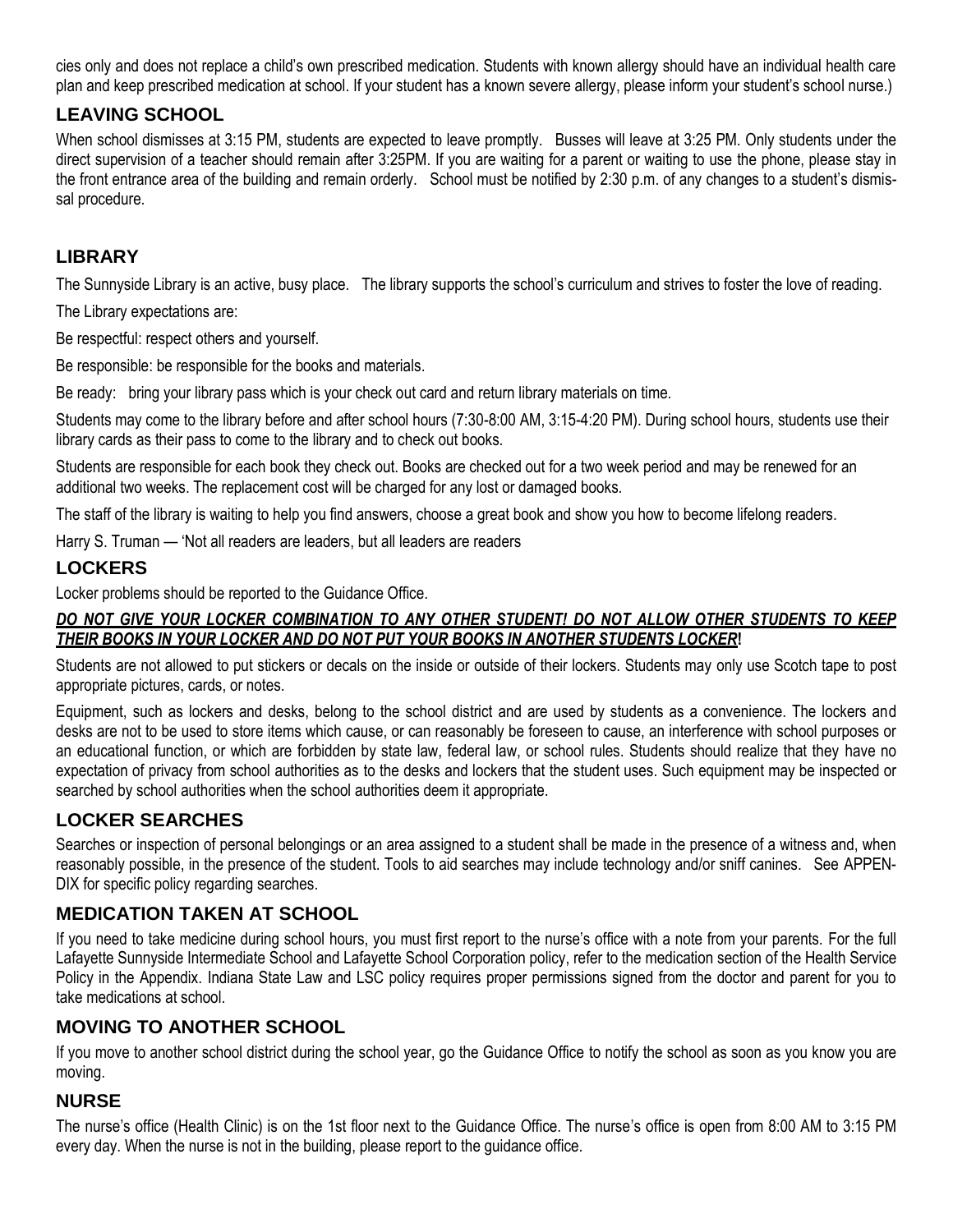cies only and does not replace a child's own prescribed medication. Students with known allergy should have an individual health care plan and keep prescribed medication at school. If your student has a known severe allergy, please inform your student's school nurse.)

## LEAVING SCHOOL

When school dismisses at 3:15 PM, students are expected to leave promptly. Busses will leave at 3:25 PM. Only students under the direct supervision of a teacher should remain after 3:25PM. If you are waiting for a parent or waiting to use the phone, please stay in the front entrance area of the building and remain orderly. School must be notified by 2:30 p.m. of any changes to a student's dismissal procedure.

## LIBRARY

The Sunnyside Library is an active, busy place. The library supports the school's curriculum and strives to foster the love of reading.

The Library expectations are:

Be respectful: respect others and yourself.

Be responsible: be responsible for the books and materials.

Be ready: bring your library pass which is your check out card and return library materials on time.

Students may come to the library before and after school hours (7:30-8:00 AM, 3:15-4:20 PM). During school hours, students use their library cards as their pass to come to the library and to check out books.

Students are responsible for each book they check out. Books are checked out for a two week period and may be renewed for an additional two weeks. The replacement cost will be charged for any lost or damaged books.

The staff of the library is waiting to help you find answers, choose a great book and show you how to become lifelong readers.

Harry S. Truman — 'Not all readers are leaders, but all leaders are readers

## LOCKERS

Locker problems should be reported to the Guidance Office.

***DO NOT GIVE YOUR LOCKER COMBINATION TO ANY OTHER STUDENT! DO NOT ALLOW OTHER STUDENTS TO KEEP THEIR BOOKS IN YOUR LOCKER AND DO NOT PUT YOUR BOOKS IN ANOTHER STUDENTS LOCKER!***

Students are not allowed to put stickers or decals on the inside or outside of their lockers. Students may only use Scotch tape to post appropriate pictures, cards, or notes.

Equipment, such as lockers and desks, belong to the school district and are used by students as a convenience. The lockers and desks are not to be used to store items which cause, or can reasonably be foreseen to cause, an interference with school purposes or an educational function, or which are forbidden by state law, federal law, or school rules. Students should realize that they have no expectation of privacy from school authorities as to the desks and lockers that the student uses. Such equipment may be inspected or searched by school authorities when the school authorities deem it appropriate.

## LOCKER SEARCHES

Searches or inspection of personal belongings or an area assigned to a student shall be made in the presence of a witness and, when reasonably possible, in the presence of the student. Tools to aid searches may include technology and/or sniff canines. See APPENDIX for specific policy regarding searches.

## MEDICATION TAKEN AT SCHOOL

If you need to take medicine during school hours, you must first report to the nurse's office with a note from your parents. For the full Lafayette Sunnyside Intermediate School and Lafayette School Corporation policy, refer to the medication section of the Health Service Policy in the Appendix. Indiana State Law and LSC policy requires proper permissions signed from the doctor and parent for you to take medications at school.

## MOVING TO ANOTHER SCHOOL

If you move to another school district during the school year, go the Guidance Office to notify the school as soon as you know you are moving.

## NURSE

The nurse's office (Health Clinic) is on the 1st floor next to the Guidance Office. The nurse's office is open from 8:00 AM to 3:15 PM every day. When the nurse is not in the building, please report to the guidance office.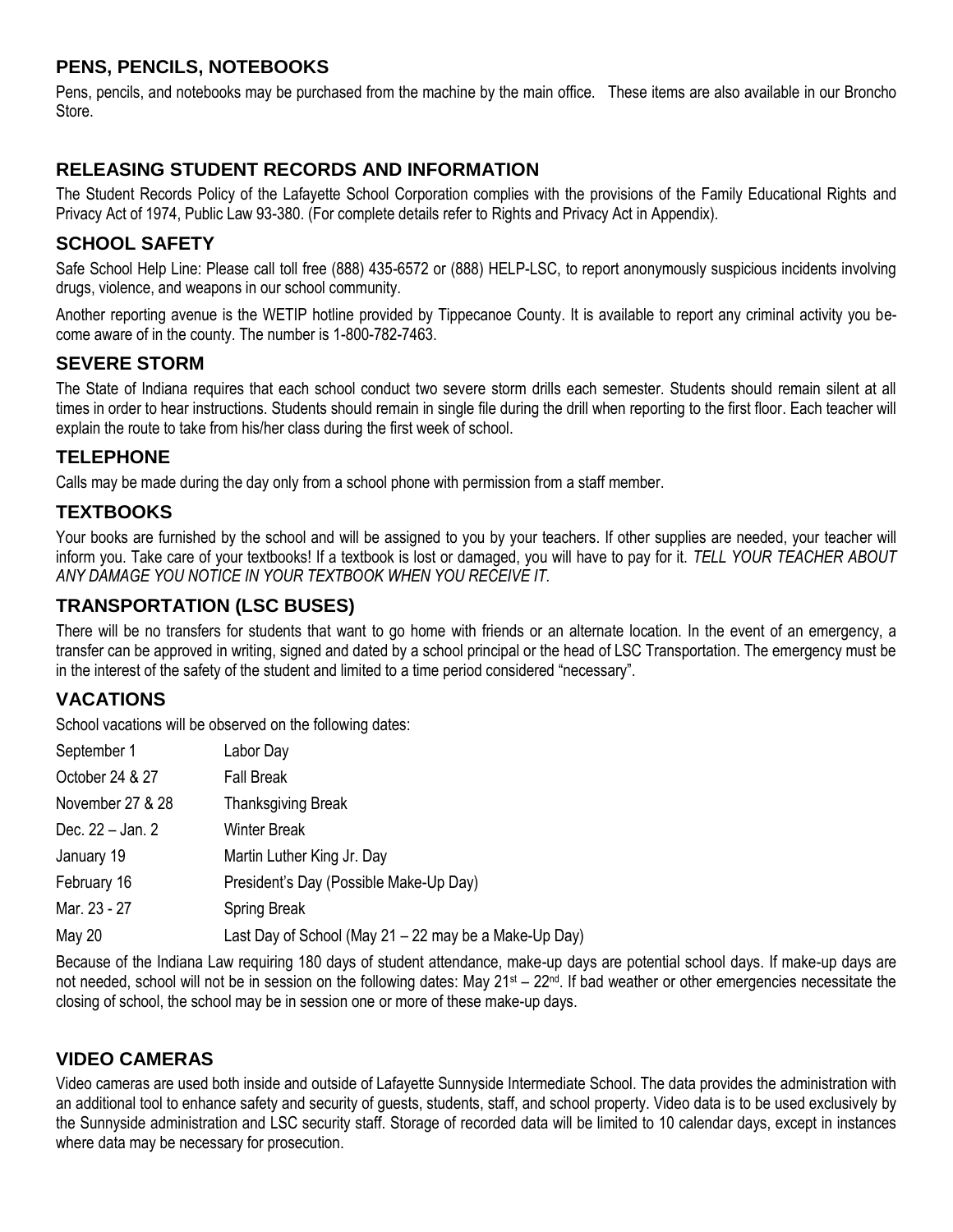## PENS, PENCILS, NOTEBOOKS

Pens, pencils, and notebooks may be purchased from the machine by the main office. These items are also available in our Broncho Store.

## RELEASING STUDENT RECORDS AND INFORMATION

The Student Records Policy of the Lafayette School Corporation complies with the provisions of the Family Educational Rights and Privacy Act of 1974, Public Law 93-380. (For complete details refer to Rights and Privacy Act in Appendix).

## SCHOOL SAFETY

Safe School Help Line: Please call toll free (888) 435-6572 or (888) HELP-LSC, to report anonymously suspicious incidents involving drugs, violence, and weapons in our school community.

Another reporting avenue is the WETIP hotline provided by Tippecanoe County. It is available to report any criminal activity you become aware of in the county. The number is 1-800-782-7463.

## SEVERE STORM

The State of Indiana requires that each school conduct two severe storm drills each semester. Students should remain silent at all times in order to hear instructions. Students should remain in single file during the drill when reporting to the first floor. Each teacher will explain the route to take from his/her class during the first week of school.

## TELEPHONE

Calls may be made during the day only from a school phone with permission from a staff member.

## TEXTBOOKS

Your books are furnished by the school and will be assigned to you by your teachers. If other supplies are needed, your teacher will inform you. Take care of your textbooks! If a textbook is lost or damaged, you will have to pay for it. *TELL YOUR TEACHER ABOUT ANY DAMAGE YOU NOTICE IN YOUR TEXTBOOK WHEN YOU RECEIVE IT.*

## TRANSPORTATION (LSC BUSES)

There will be no transfers for students that want to go home with friends or an alternate location. In the event of an emergency, a transfer can be approved in writing, signed and dated by a school principal or the head of LSC Transportation. The emergency must be in the interest of the safety of the student and limited to a time period considered "necessary".

## VACATIONS

School vacations will be observed on the following dates:

| | |
|---|---|
| September 1 | Labor Day |
| October 24 & 27 | Fall Break |
| November 27 & 28 | Thanksgiving Break |
| Dec. 22 – Jan. 2 | Winter Break |
| January 19 | Martin Luther King Jr. Day |
| February 16 | President's Day (Possible Make-Up Day) |
| Mar. 23 - 27 | Spring Break |
| May 20 | Last Day of School (May 21 – 22 may be a Make-Up Day) |

Because of the Indiana Law requiring 180 days of student attendance, make-up days are potential school days. If make-up days are not needed, school will not be in session on the following dates: May 21st – 22nd. If bad weather or other emergencies necessitate the closing of school, the school may be in session one or more of these make-up days.

## VIDEO CAMERAS

Video cameras are used both inside and outside of Lafayette Sunnyside Intermediate School. The data provides the administration with an additional tool to enhance safety and security of guests, students, staff, and school property. Video data is to be used exclusively by the Sunnyside administration and LSC security staff. Storage of recorded data will be limited to 10 calendar days, except in instances where data may be necessary for prosecution.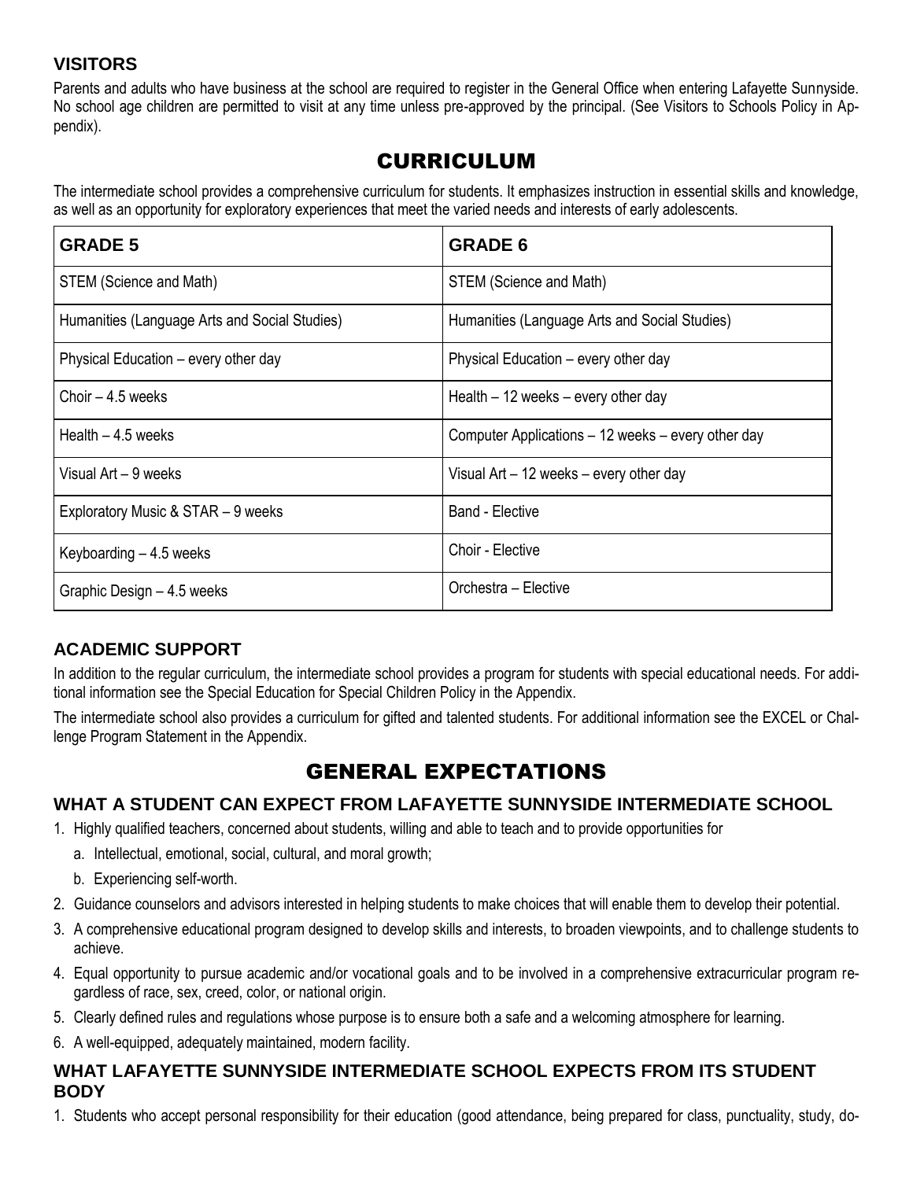### VISITORS

Parents and adults who have business at the school are required to register in the General Office when entering Lafayette Sunnyside. No school age children are permitted to visit at any time unless pre-approved by the principal. (See Visitors to Schools Policy in Appendix).

## CURRICULUM

The intermediate school provides a comprehensive curriculum for students. It emphasizes instruction in essential skills and knowledge, as well as an opportunity for exploratory experiences that meet the varied needs and interests of early adolescents.

| GRADE 5 | GRADE 6 |
|---|---|
| STEM (Science and Math) | STEM (Science and Math) |
| Humanities (Language Arts and Social Studies) | Humanities (Language Arts and Social Studies) |
| Physical Education – every other day | Physical Education – every other day |
| Choir – 4.5 weeks | Health – 12 weeks – every other day |
| Health – 4.5 weeks | Computer Applications – 12 weeks – every other day |
| Visual Art – 9 weeks | Visual Art – 12 weeks – every other day |
| Exploratory Music & STAR – 9 weeks | Band - Elective |
| Keyboarding – 4.5 weeks | Choir - Elective |
| Graphic Design – 4.5 weeks | Orchestra – Elective |

### ACADEMIC SUPPORT

In addition to the regular curriculum, the intermediate school provides a program for students with special educational needs. For additional information see the Special Education for Special Children Policy in the Appendix.

The intermediate school also provides a curriculum for gifted and talented students. For additional information see the EXCEL or Challenge Program Statement in the Appendix.

## GENERAL EXPECTATIONS

### WHAT A STUDENT CAN EXPECT FROM LAFAYETTE SUNNYSIDE INTERMEDIATE SCHOOL

1. Highly qualified teachers, concerned about students, willing and able to teach and to provide opportunities for
   a. Intellectual, emotional, social, cultural, and moral growth;
   b. Experiencing self-worth.
2. Guidance counselors and advisors interested in helping students to make choices that will enable them to develop their potential.
3. A comprehensive educational program designed to develop skills and interests, to broaden viewpoints, and to challenge students to achieve.
4. Equal opportunity to pursue academic and/or vocational goals and to be involved in a comprehensive extracurricular program regardless of race, sex, creed, color, or national origin.
5. Clearly defined rules and regulations whose purpose is to ensure both a safe and a welcoming atmosphere for learning.
6. A well-equipped, adequately maintained, modern facility.

### WHAT LAFAYETTE SUNNYSIDE INTERMEDIATE SCHOOL EXPECTS FROM ITS STUDENT BODY

1. Students who accept personal responsibility for their education (good attendance, being prepared for class, punctuality, study, do-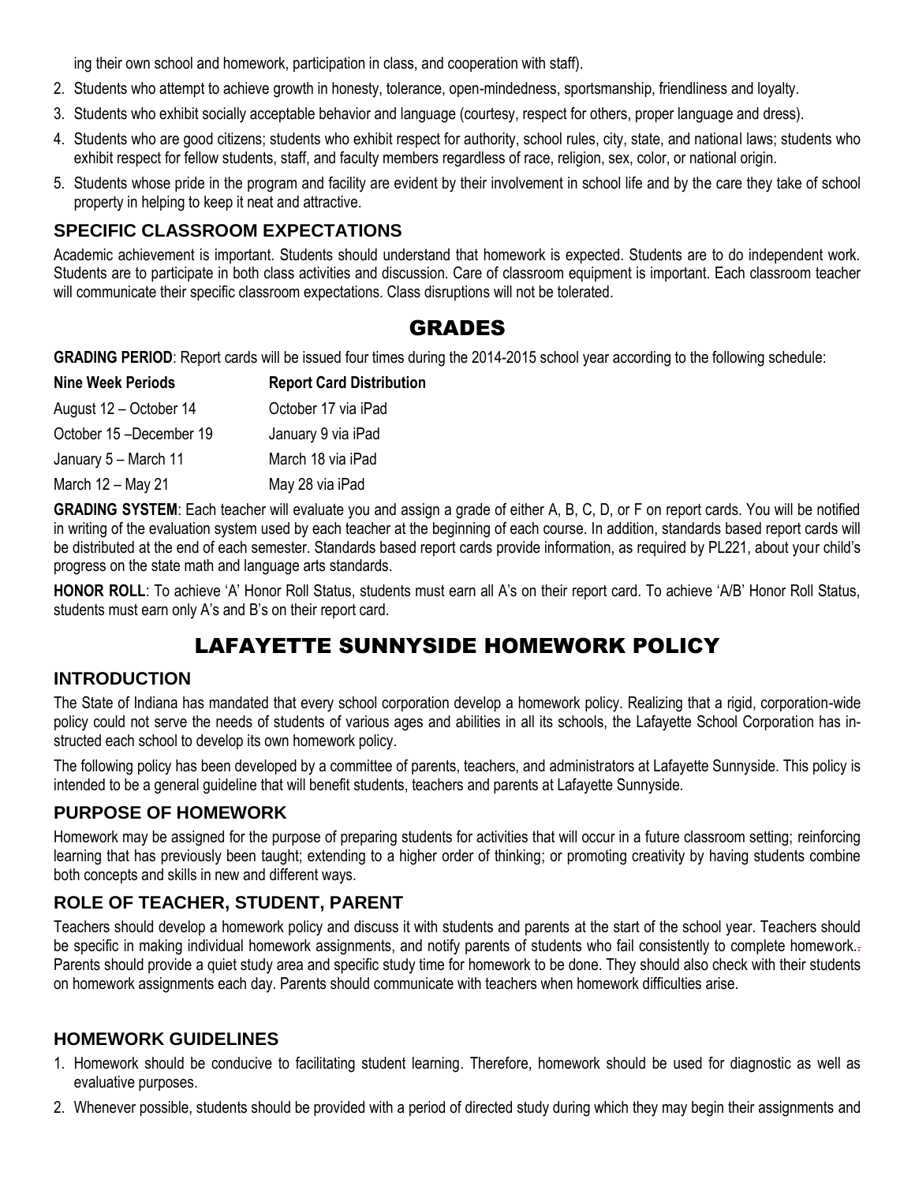ing their own school and homework, participation in class, and cooperation with staff).

2. Students who attempt to achieve growth in honesty, tolerance, open-mindedness, sportsmanship, friendliness and loyalty.
3. Students who exhibit socially acceptable behavior and language (courtesy, respect for others, proper language and dress).
4. Students who are good citizens; students who exhibit respect for authority, school rules, city, state, and national laws; students who exhibit respect for fellow students, staff, and faculty members regardless of race, religion, sex, color, or national origin.
5. Students whose pride in the program and facility are evident by their involvement in school life and by the care they take of school property in helping to keep it neat and attractive.

### SPECIFIC CLASSROOM EXPECTATIONS

Academic achievement is important. Students should understand that homework is expected. Students are to do independent work. Students are to participate in both class activities and discussion. Care of classroom equipment is important. Each classroom teacher will communicate their specific classroom expectations. Class disruptions will not be tolerated.

## GRADES

**GRADING PERIOD**: Report cards will be issued four times during the 2014-2015 school year according to the following schedule:

| Nine Week Periods | Report Card Distribution |
|---|---|
| August 12 – October 14 | October 17 via iPad |
| October 15 –December 19 | January 9 via iPad |
| January 5 – March 11 | March 18 via iPad |
| March 12 – May 21 | May 28 via iPad |

**GRADING SYSTEM**: Each teacher will evaluate you and assign a grade of either A, B, C, D, or F on report cards. You will be notified in writing of the evaluation system used by each teacher at the beginning of each course. In addition, standards based report cards will be distributed at the end of each semester. Standards based report cards provide information, as required by PL221, about your child's progress on the state math and language arts standards.

**HONOR ROLL**: To achieve 'A' Honor Roll Status, students must earn all A's on their report card. To achieve 'A/B' Honor Roll Status, students must earn only A's and B's on their report card.

## LAFAYETTE SUNNYSIDE HOMEWORK POLICY

### INTRODUCTION

The State of Indiana has mandated that every school corporation develop a homework policy. Realizing that a rigid, corporation-wide policy could not serve the needs of students of various ages and abilities in all its schools, the Lafayette School Corporation has instructed each school to develop its own homework policy.

The following policy has been developed by a committee of parents, teachers, and administrators at Lafayette Sunnyside. This policy is intended to be a general guideline that will benefit students, teachers and parents at Lafayette Sunnyside.

### PURPOSE OF HOMEWORK

Homework may be assigned for the purpose of preparing students for activities that will occur in a future classroom setting; reinforcing learning that has previously been taught; extending to a higher order of thinking; or promoting creativity by having students combine both concepts and skills in new and different ways.

### ROLE OF TEACHER, STUDENT, PARENT

Teachers should develop a homework policy and discuss it with students and parents at the start of the school year. Teachers should be specific in making individual homework assignments, and notify parents of students who fail consistently to complete homework. Parents should provide a quiet study area and specific study time for homework to be done. They should also check with their students on homework assignments each day. Parents should communicate with teachers when homework difficulties arise.

### HOMEWORK GUIDELINES

1. Homework should be conducive to facilitating student learning. Therefore, homework should be used for diagnostic as well as evaluative purposes.
2. Whenever possible, students should be provided with a period of directed study during which they may begin their assignments and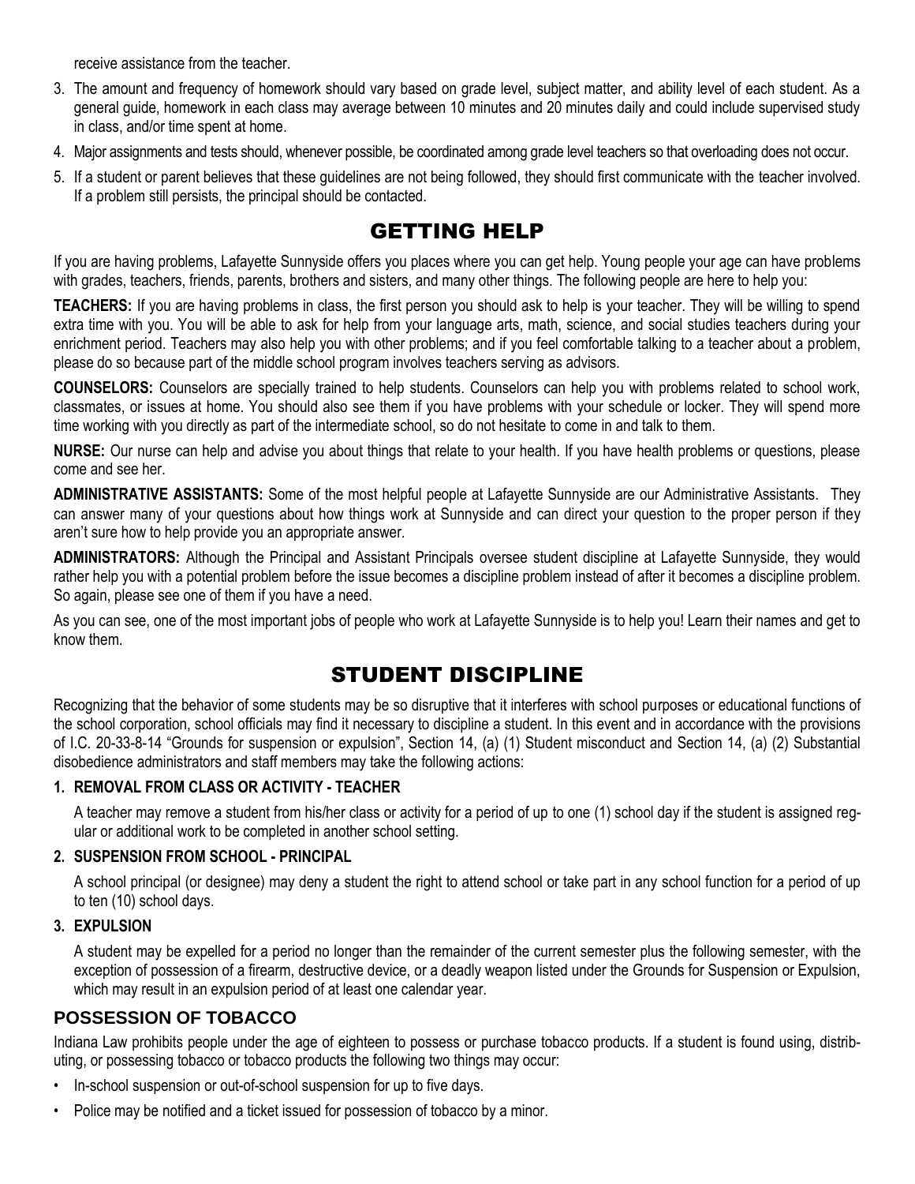receive assistance from the teacher.

3. The amount and frequency of homework should vary based on grade level, subject matter, and ability level of each student. As a general guide, homework in each class may average between 10 minutes and 20 minutes daily and could include supervised study in class, and/or time spent at home.
4. Major assignments and tests should, whenever possible, be coordinated among grade level teachers so that overloading does not occur.
5. If a student or parent believes that these guidelines are not being followed, they should first communicate with the teacher involved. If a problem still persists, the principal should be contacted.

## GETTING HELP

If you are having problems, Lafayette Sunnyside offers you places where you can get help. Young people your age can have problems with grades, teachers, friends, parents, brothers and sisters, and many other things. The following people are here to help you:

**TEACHERS:** If you are having problems in class, the first person you should ask to help is your teacher. They will be willing to spend extra time with you. You will be able to ask for help from your language arts, math, science, and social studies teachers during your enrichment period. Teachers may also help you with other problems; and if you feel comfortable talking to a teacher about a problem, please do so because part of the middle school program involves teachers serving as advisors.

**COUNSELORS:** Counselors are specially trained to help students. Counselors can help you with problems related to school work, classmates, or issues at home. You should also see them if you have problems with your schedule or locker. They will spend more time working with you directly as part of the intermediate school, so do not hesitate to come in and talk to them.

**NURSE:** Our nurse can help and advise you about things that relate to your health. If you have health problems or questions, please come and see her.

**ADMINISTRATIVE ASSISTANTS:** Some of the most helpful people at Lafayette Sunnyside are our Administrative Assistants. They can answer many of your questions about how things work at Sunnyside and can direct your question to the proper person if they aren't sure how to help provide you an appropriate answer.

**ADMINISTRATORS:** Although the Principal and Assistant Principals oversee student discipline at Lafayette Sunnyside, they would rather help you with a potential problem before the issue becomes a discipline problem instead of after it becomes a discipline problem. So again, please see one of them if you have a need.

As you can see, one of the most important jobs of people who work at Lafayette Sunnyside is to help you! Learn their names and get to know them.

## STUDENT DISCIPLINE

Recognizing that the behavior of some students may be so disruptive that it interferes with school purposes or educational functions of the school corporation, school officials may find it necessary to discipline a student. In this event and in accordance with the provisions of I.C. 20-33-8-14 "Grounds for suspension or expulsion", Section 14, (a) (1) Student misconduct and Section 14, (a) (2) Substantial disobedience administrators and staff members may take the following actions:

**1. REMOVAL FROM CLASS OR ACTIVITY - TEACHER**

A teacher may remove a student from his/her class or activity for a period of up to one (1) school day if the student is assigned regular or additional work to be completed in another school setting.

**2. SUSPENSION FROM SCHOOL - PRINCIPAL**

A school principal (or designee) may deny a student the right to attend school or take part in any school function for a period of up to ten (10) school days.

**3. EXPULSION**

A student may be expelled for a period no longer than the remainder of the current semester plus the following semester, with the exception of possession of a firearm, destructive device, or a deadly weapon listed under the Grounds for Suspension or Expulsion, which may result in an expulsion period of at least one calendar year.

### POSSESSION OF TOBACCO

Indiana Law prohibits people under the age of eighteen to possess or purchase tobacco products. If a student is found using, distributing, or possessing tobacco or tobacco products the following two things may occur:

- In-school suspension or out-of-school suspension for up to five days.
- Police may be notified and a ticket issued for possession of tobacco by a minor.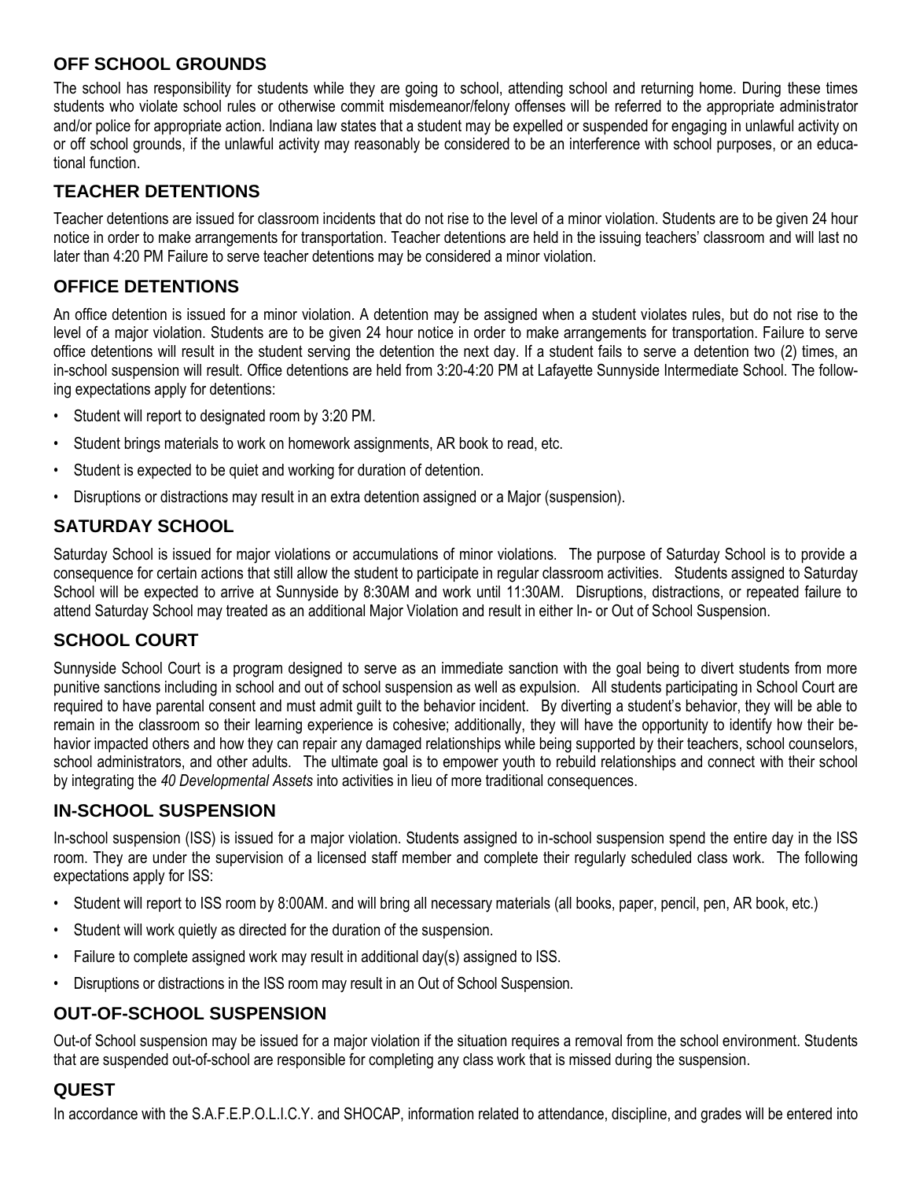## OFF SCHOOL GROUNDS

The school has responsibility for students while they are going to school, attending school and returning home. During these times students who violate school rules or otherwise commit misdemeanor/felony offenses will be referred to the appropriate administrator and/or police for appropriate action. Indiana law states that a student may be expelled or suspended for engaging in unlawful activity on or off school grounds, if the unlawful activity may reasonably be considered to be an interference with school purposes, or an educational function.

## TEACHER DETENTIONS

Teacher detentions are issued for classroom incidents that do not rise to the level of a minor violation. Students are to be given 24 hour notice in order to make arrangements for transportation. Teacher detentions are held in the issuing teachers' classroom and will last no later than 4:20 PM Failure to serve teacher detentions may be considered a minor violation.

## OFFICE DETENTIONS

An office detention is issued for a minor violation. A detention may be assigned when a student violates rules, but do not rise to the level of a major violation. Students are to be given 24 hour notice in order to make arrangements for transportation. Failure to serve office detentions will result in the student serving the detention the next day. If a student fails to serve a detention two (2) times, an in-school suspension will result. Office detentions are held from 3:20-4:20 PM at Lafayette Sunnyside Intermediate School. The following expectations apply for detentions:

- Student will report to designated room by 3:20 PM.
- Student brings materials to work on homework assignments, AR book to read, etc.
- Student is expected to be quiet and working for duration of detention.
- Disruptions or distractions may result in an extra detention assigned or a Major (suspension).

## SATURDAY SCHOOL

Saturday School is issued for major violations or accumulations of minor violations. The purpose of Saturday School is to provide a consequence for certain actions that still allow the student to participate in regular classroom activities. Students assigned to Saturday School will be expected to arrive at Sunnyside by 8:30AM and work until 11:30AM. Disruptions, distractions, or repeated failure to attend Saturday School may treated as an additional Major Violation and result in either In- or Out of School Suspension.

## SCHOOL COURT

Sunnyside School Court is a program designed to serve as an immediate sanction with the goal being to divert students from more punitive sanctions including in school and out of school suspension as well as expulsion. All students participating in School Court are required to have parental consent and must admit guilt to the behavior incident. By diverting a student's behavior, they will be able to remain in the classroom so their learning experience is cohesive; additionally, they will have the opportunity to identify how their behavior impacted others and how they can repair any damaged relationships while being supported by their teachers, school counselors, school administrators, and other adults. The ultimate goal is to empower youth to rebuild relationships and connect with their school by integrating the *40 Developmental Assets* into activities in lieu of more traditional consequences.

## IN-SCHOOL SUSPENSION

In-school suspension (ISS) is issued for a major violation. Students assigned to in-school suspension spend the entire day in the ISS room. They are under the supervision of a licensed staff member and complete their regularly scheduled class work. The following expectations apply for ISS:

- Student will report to ISS room by 8:00AM. and will bring all necessary materials (all books, paper, pencil, pen, AR book, etc.)
- Student will work quietly as directed for the duration of the suspension.
- Failure to complete assigned work may result in additional day(s) assigned to ISS.
- Disruptions or distractions in the ISS room may result in an Out of School Suspension.

## OUT-OF-SCHOOL SUSPENSION

Out-of School suspension may be issued for a major violation if the situation requires a removal from the school environment. Students that are suspended out-of-school are responsible for completing any class work that is missed during the suspension.

## QUEST

In accordance with the S.A.F.E.P.O.L.I.C.Y. and SHOCAP, information related to attendance, discipline, and grades will be entered into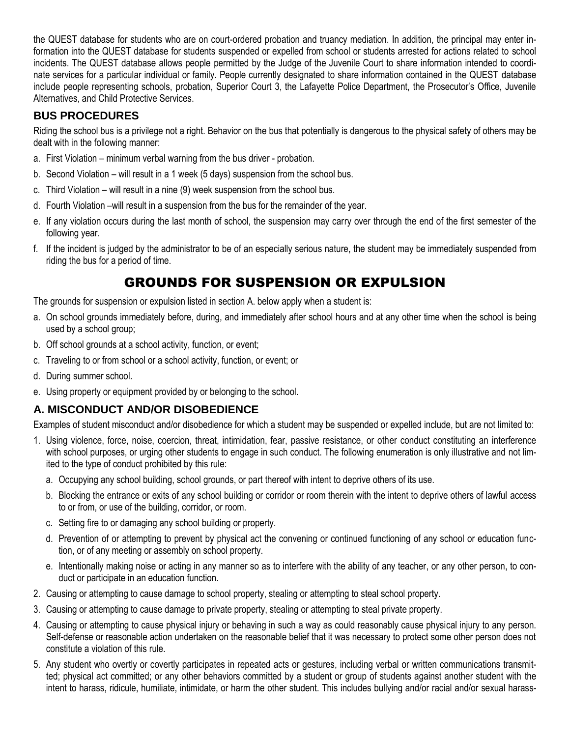the QUEST database for students who are on court-ordered probation and truancy mediation. In addition, the principal may enter information into the QUEST database for students suspended or expelled from school or students arrested for actions related to school incidents. The QUEST database allows people permitted by the Judge of the Juvenile Court to share information intended to coordinate services for a particular individual or family. People currently designated to share information contained in the QUEST database include people representing schools, probation, Superior Court 3, the Lafayette Police Department, the Prosecutor's Office, Juvenile Alternatives, and Child Protective Services.

### BUS PROCEDURES

Riding the school bus is a privilege not a right. Behavior on the bus that potentially is dangerous to the physical safety of others may be dealt with in the following manner:

a. First Violation – minimum verbal warning from the bus driver - probation.
b. Second Violation – will result in a 1 week (5 days) suspension from the school bus.
c. Third Violation – will result in a nine (9) week suspension from the school bus.
d. Fourth Violation –will result in a suspension from the bus for the remainder of the year.
e. If any violation occurs during the last month of school, the suspension may carry over through the end of the first semester of the following year.
f. If the incident is judged by the administrator to be of an especially serious nature, the student may be immediately suspended from riding the bus for a period of time.

## GROUNDS FOR SUSPENSION OR EXPULSION

The grounds for suspension or expulsion listed in section A. below apply when a student is:

a. On school grounds immediately before, during, and immediately after school hours and at any other time when the school is being used by a school group;
b. Off school grounds at a school activity, function, or event;
c. Traveling to or from school or a school activity, function, or event; or
d. During summer school.
e. Using property or equipment provided by or belonging to the school.

### A. MISCONDUCT AND/OR DISOBEDIENCE

Examples of student misconduct and/or disobedience for which a student may be suspended or expelled include, but are not limited to:

1. Using violence, force, noise, coercion, threat, intimidation, fear, passive resistance, or other conduct constituting an interference with school purposes, or urging other students to engage in such conduct. The following enumeration is only illustrative and not limited to the type of conduct prohibited by this rule:
   a. Occupying any school building, school grounds, or part thereof with intent to deprive others of its use.
   b. Blocking the entrance or exits of any school building or corridor or room therein with the intent to deprive others of lawful access to or from, or use of the building, corridor, or room.
   c. Setting fire to or damaging any school building or property.
   d. Prevention of or attempting to prevent by physical act the convening or continued functioning of any school or education function, or of any meeting or assembly on school property.
   e. Intentionally making noise or acting in any manner so as to interfere with the ability of any teacher, or any other person, to conduct or participate in an education function.
2. Causing or attempting to cause damage to school property, stealing or attempting to steal school property.
3. Causing or attempting to cause damage to private property, stealing or attempting to steal private property.
4. Causing or attempting to cause physical injury or behaving in such a way as could reasonably cause physical injury to any person. Self-defense or reasonable action undertaken on the reasonable belief that it was necessary to protect some other person does not constitute a violation of this rule.
5. Any student who overtly or covertly participates in repeated acts or gestures, including verbal or written communications transmitted; physical act committed; or any other behaviors committed by a student or group of students against another student with the intent to harass, ridicule, humiliate, intimidate, or harm the other student. This includes bullying and/or racial and/or sexual harass-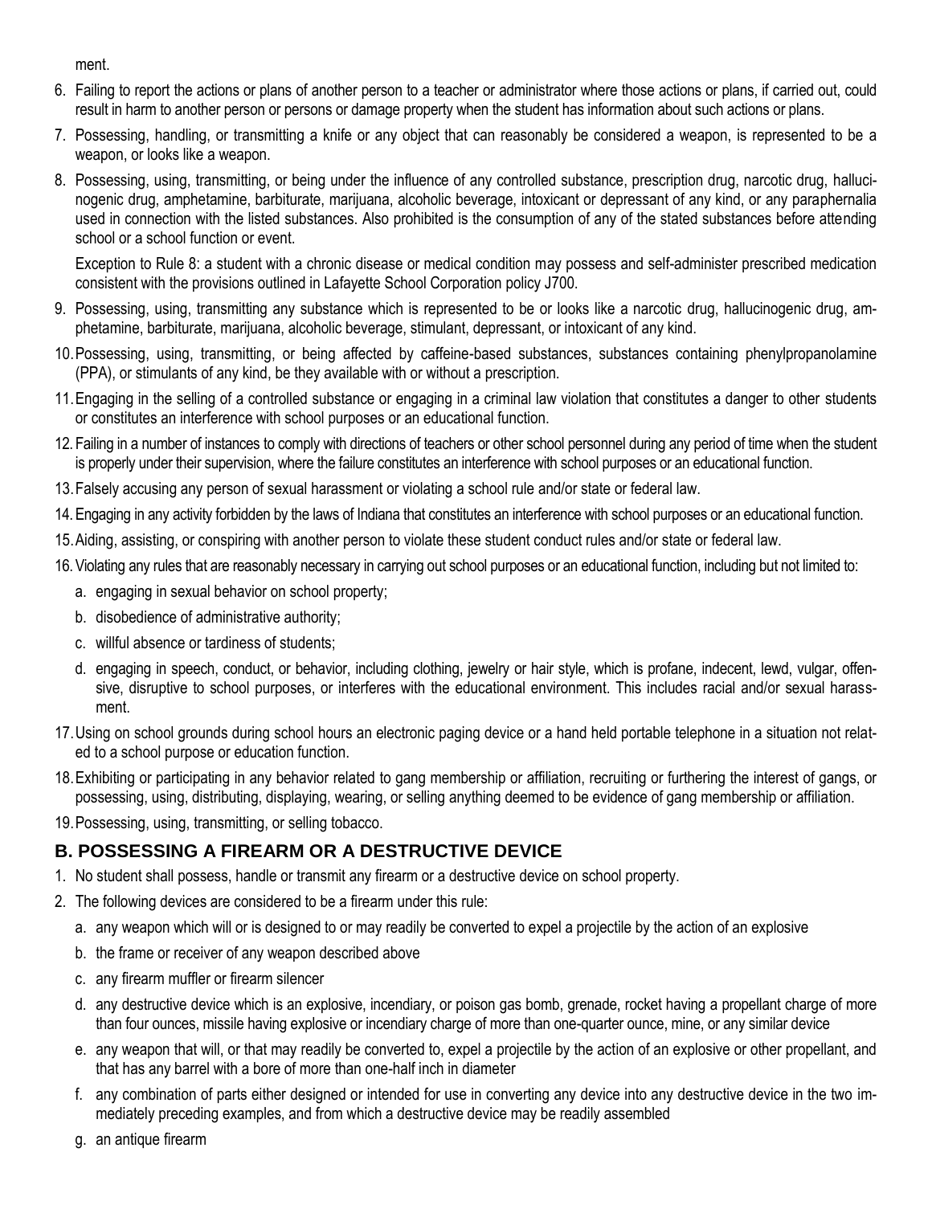ment.

6. Failing to report the actions or plans of another person to a teacher or administrator where those actions or plans, if carried out, could result in harm to another person or persons or damage property when the student has information about such actions or plans.
7. Possessing, handling, or transmitting a knife or any object that can reasonably be considered a weapon, is represented to be a weapon, or looks like a weapon.
8. Possessing, using, transmitting, or being under the influence of any controlled substance, prescription drug, narcotic drug, hallucinogenic drug, amphetamine, barbiturate, marijuana, alcoholic beverage, intoxicant or depressant of any kind, or any paraphernalia used in connection with the listed substances. Also prohibited is the consumption of any of the stated substances before attending school or a school function or event.

   Exception to Rule 8: a student with a chronic disease or medical condition may possess and self-administer prescribed medication consistent with the provisions outlined in Lafayette School Corporation policy J700.
9. Possessing, using, transmitting any substance which is represented to be or looks like a narcotic drug, hallucinogenic drug, amphetamine, barbiturate, marijuana, alcoholic beverage, stimulant, depressant, or intoxicant of any kind.
10. Possessing, using, transmitting, or being affected by caffeine-based substances, substances containing phenylpropanolamine (PPA), or stimulants of any kind, be they available with or without a prescription.
11. Engaging in the selling of a controlled substance or engaging in a criminal law violation that constitutes a danger to other students or constitutes an interference with school purposes or an educational function.
12. Failing in a number of instances to comply with directions of teachers or other school personnel during any period of time when the student is properly under their supervision, where the failure constitutes an interference with school purposes or an educational function.
13. Falsely accusing any person of sexual harassment or violating a school rule and/or state or federal law.
14. Engaging in any activity forbidden by the laws of Indiana that constitutes an interference with school purposes or an educational function.
15. Aiding, assisting, or conspiring with another person to violate these student conduct rules and/or state or federal law.
16. Violating any rules that are reasonably necessary in carrying out school purposes or an educational function, including but not limited to:
    a. engaging in sexual behavior on school property;
    b. disobedience of administrative authority;
    c. willful absence or tardiness of students;
    d. engaging in speech, conduct, or behavior, including clothing, jewelry or hair style, which is profane, indecent, lewd, vulgar, offensive, disruptive to school purposes, or interferes with the educational environment. This includes racial and/or sexual harassment.
17. Using on school grounds during school hours an electronic paging device or a hand held portable telephone in a situation not related to a school purpose or education function.
18. Exhibiting or participating in any behavior related to gang membership or affiliation, recruiting or furthering the interest of gangs, or possessing, using, distributing, displaying, wearing, or selling anything deemed to be evidence of gang membership or affiliation.
19. Possessing, using, transmitting, or selling tobacco.

## B. POSSESSING A FIREARM OR A DESTRUCTIVE DEVICE

1. No student shall possess, handle or transmit any firearm or a destructive device on school property.
2. The following devices are considered to be a firearm under this rule:
    a. any weapon which will or is designed to or may readily be converted to expel a projectile by the action of an explosive
    b. the frame or receiver of any weapon described above
    c. any firearm muffler or firearm silencer
    d. any destructive device which is an explosive, incendiary, or poison gas bomb, grenade, rocket having a propellant charge of more than four ounces, missile having explosive or incendiary charge of more than one-quarter ounce, mine, or any similar device
    e. any weapon that will, or that may readily be converted to, expel a projectile by the action of an explosive or other propellant, and that has any barrel with a bore of more than one-half inch in diameter
    f. any combination of parts either designed or intended for use in converting any device into any destructive device in the two immediately preceding examples, and from which a destructive device may be readily assembled
    g. an antique firearm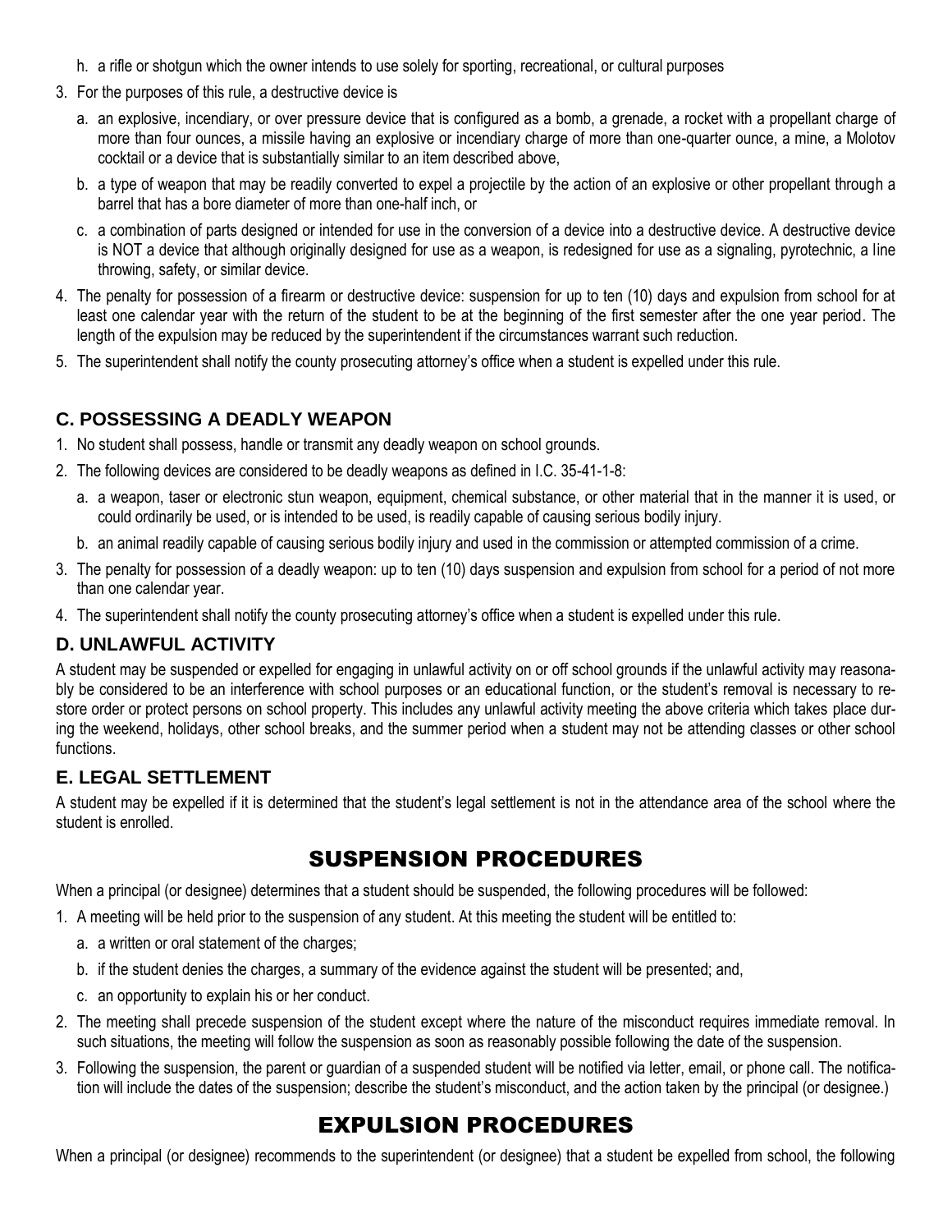h. a rifle or shotgun which the owner intends to use solely for sporting, recreational, or cultural purposes

3. For the purposes of this rule, a destructive device is

   a. an explosive, incendiary, or over pressure device that is configured as a bomb, a grenade, a rocket with a propellant charge of more than four ounces, a missile having an explosive or incendiary charge of more than one-quarter ounce, a mine, a Molotov cocktail or a device that is substantially similar to an item described above,

   b. a type of weapon that may be readily converted to expel a projectile by the action of an explosive or other propellant through a barrel that has a bore diameter of more than one-half inch, or

   c. a combination of parts designed or intended for use in the conversion of a device into a destructive device. A destructive device is NOT a device that although originally designed for use as a weapon, is redesigned for use as a signaling, pyrotechnic, a line throwing, safety, or similar device.

4. The penalty for possession of a firearm or destructive device: suspension for up to ten (10) days and expulsion from school for at least one calendar year with the return of the student to be at the beginning of the first semester after the one year period. The length of the expulsion may be reduced by the superintendent if the circumstances warrant such reduction.

5. The superintendent shall notify the county prosecuting attorney's office when a student is expelled under this rule.

### C. POSSESSING A DEADLY WEAPON

1. No student shall possess, handle or transmit any deadly weapon on school grounds.

2. The following devices are considered to be deadly weapons as defined in I.C. 35-41-1-8:

   a. a weapon, taser or electronic stun weapon, equipment, chemical substance, or other material that in the manner it is used, or could ordinarily be used, or is intended to be used, is readily capable of causing serious bodily injury.

   b. an animal readily capable of causing serious bodily injury and used in the commission or attempted commission of a crime.

3. The penalty for possession of a deadly weapon: up to ten (10) days suspension and expulsion from school for a period of not more than one calendar year.

4. The superintendent shall notify the county prosecuting attorney's office when a student is expelled under this rule.

### D. UNLAWFUL ACTIVITY

A student may be suspended or expelled for engaging in unlawful activity on or off school grounds if the unlawful activity may reasonably be considered to be an interference with school purposes or an educational function, or the student's removal is necessary to restore order or protect persons on school property. This includes any unlawful activity meeting the above criteria which takes place during the weekend, holidays, other school breaks, and the summer period when a student may not be attending classes or other school functions.

### E. LEGAL SETTLEMENT

A student may be expelled if it is determined that the student's legal settlement is not in the attendance area of the school where the student is enrolled.

## SUSPENSION PROCEDURES

When a principal (or designee) determines that a student should be suspended, the following procedures will be followed:

1. A meeting will be held prior to the suspension of any student. At this meeting the student will be entitled to:

   a. a written or oral statement of the charges;

   b. if the student denies the charges, a summary of the evidence against the student will be presented; and,

   c. an opportunity to explain his or her conduct.

2. The meeting shall precede suspension of the student except where the nature of the misconduct requires immediate removal. In such situations, the meeting will follow the suspension as soon as reasonably possible following the date of the suspension.

3. Following the suspension, the parent or guardian of a suspended student will be notified via letter, email, or phone call. The notification will include the dates of the suspension; describe the student's misconduct, and the action taken by the principal (or designee.)

## EXPULSION PROCEDURES

When a principal (or designee) recommends to the superintendent (or designee) that a student be expelled from school, the following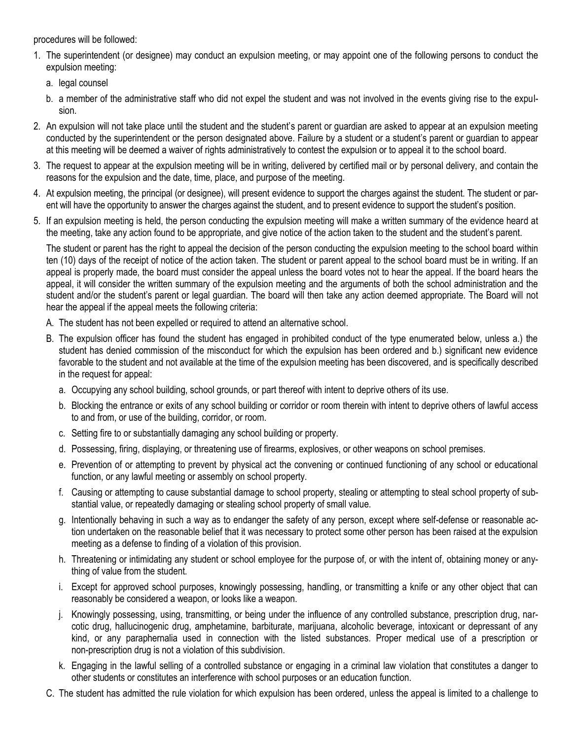procedures will be followed:

1. The superintendent (or designee) may conduct an expulsion meeting, or may appoint one of the following persons to conduct the expulsion meeting:
   a. legal counsel
   b. a member of the administrative staff who did not expel the student and was not involved in the events giving rise to the expulsion.
2. An expulsion will not take place until the student and the student's parent or guardian are asked to appear at an expulsion meeting conducted by the superintendent or the person designated above. Failure by a student or a student's parent or guardian to appear at this meeting will be deemed a waiver of rights administratively to contest the expulsion or to appeal it to the school board.
3. The request to appear at the expulsion meeting will be in writing, delivered by certified mail or by personal delivery, and contain the reasons for the expulsion and the date, time, place, and purpose of the meeting.
4. At expulsion meeting, the principal (or designee), will present evidence to support the charges against the student. The student or parent will have the opportunity to answer the charges against the student, and to present evidence to support the student's position.
5. If an expulsion meeting is held, the person conducting the expulsion meeting will make a written summary of the evidence heard at the meeting, take any action found to be appropriate, and give notice of the action taken to the student and the student's parent.

   The student or parent has the right to appeal the decision of the person conducting the expulsion meeting to the school board within ten (10) days of the receipt of notice of the action taken. The student or parent appeal to the school board must be in writing. If an appeal is properly made, the board must consider the appeal unless the board votes not to hear the appeal. If the board hears the appeal, it will consider the written summary of the expulsion meeting and the arguments of both the school administration and the student and/or the student's parent or legal guardian. The board will then take any action deemed appropriate. The Board will not hear the appeal if the appeal meets the following criteria:

   A. The student has not been expelled or required to attend an alternative school.

   B. The expulsion officer has found the student has engaged in prohibited conduct of the type enumerated below, unless a.) the student has denied commission of the misconduct for which the expulsion has been ordered and b.) significant new evidence favorable to the student and not available at the time of the expulsion meeting has been discovered, and is specifically described in the request for appeal:

      a. Occupying any school building, school grounds, or part thereof with intent to deprive others of its use.
      b. Blocking the entrance or exits of any school building or corridor or room therein with intent to deprive others of lawful access to and from, or use of the building, corridor, or room.
      c. Setting fire to or substantially damaging any school building or property.
      d. Possessing, firing, displaying, or threatening use of firearms, explosives, or other weapons on school premises.
      e. Prevention of or attempting to prevent by physical act the convening or continued functioning of any school or educational function, or any lawful meeting or assembly on school property.
      f. Causing or attempting to cause substantial damage to school property, stealing or attempting to steal school property of substantial value, or repeatedly damaging or stealing school property of small value.
      g. Intentionally behaving in such a way as to endanger the safety of any person, except where self-defense or reasonable action undertaken on the reasonable belief that it was necessary to protect some other person has been raised at the expulsion meeting as a defense to finding of a violation of this provision.
      h. Threatening or intimidating any student or school employee for the purpose of, or with the intent of, obtaining money or anything of value from the student.
      i. Except for approved school purposes, knowingly possessing, handling, or transmitting a knife or any other object that can reasonably be considered a weapon, or looks like a weapon.
      j. Knowingly possessing, using, transmitting, or being under the influence of any controlled substance, prescription drug, narcotic drug, hallucinogenic drug, amphetamine, barbiturate, marijuana, alcoholic beverage, intoxicant or depressant of any kind, or any paraphernalia used in connection with the listed substances. Proper medical use of a prescription or non-prescription drug is not a violation of this subdivision.
      k. Engaging in the lawful selling of a controlled substance or engaging in a criminal law violation that constitutes a danger to other students or constitutes an interference with school purposes or an education function.

   C. The student has admitted the rule violation for which expulsion has been ordered, unless the appeal is limited to a challenge to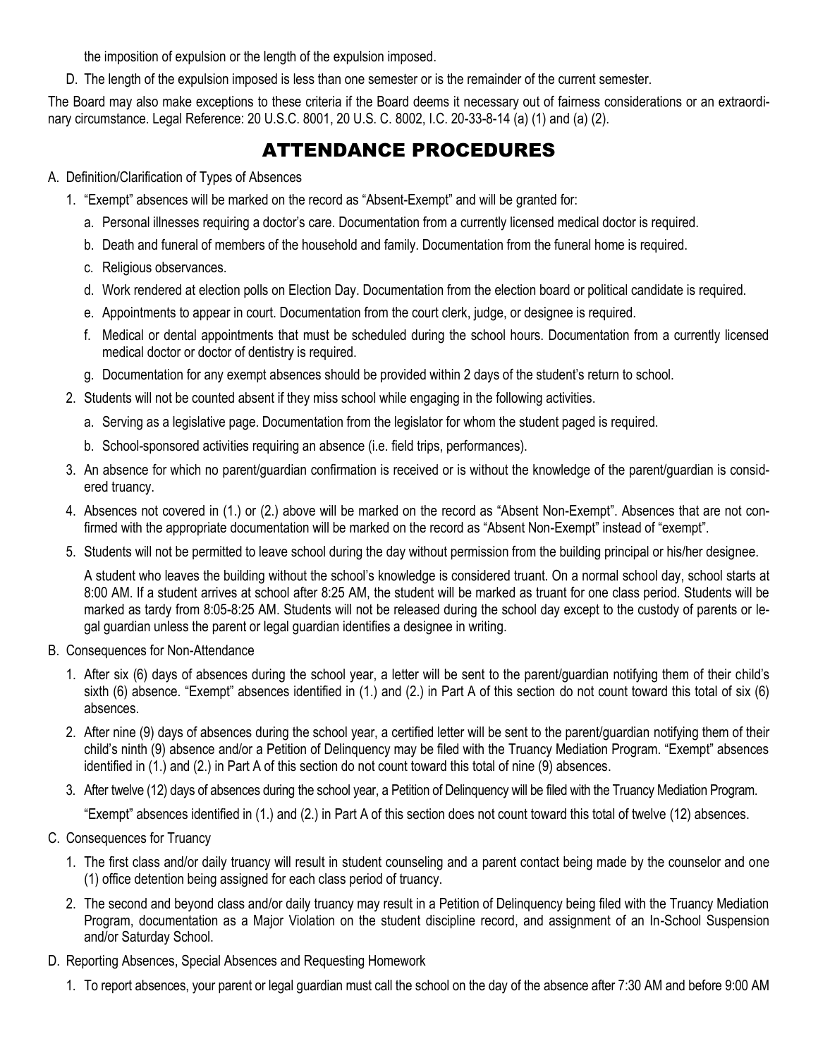the imposition of expulsion or the length of the expulsion imposed.

D. The length of the expulsion imposed is less than one semester or is the remainder of the current semester.

The Board may also make exceptions to these criteria if the Board deems it necessary out of fairness considerations or an extraordinary circumstance. Legal Reference: 20 U.S.C. 8001, 20 U.S. C. 8002, I.C. 20-33-8-14 (a) (1) and (a) (2).

# ATTENDANCE PROCEDURES

A. Definition/Clarification of Types of Absences

1. "Exempt" absences will be marked on the record as "Absent-Exempt" and will be granted for:
   a. Personal illnesses requiring a doctor's care. Documentation from a currently licensed medical doctor is required.
   b. Death and funeral of members of the household and family. Documentation from the funeral home is required.
   c. Religious observances.
   d. Work rendered at election polls on Election Day. Documentation from the election board or political candidate is required.
   e. Appointments to appear in court. Documentation from the court clerk, judge, or designee is required.
   f. Medical or dental appointments that must be scheduled during the school hours. Documentation from a currently licensed medical doctor or doctor of dentistry is required.
   g. Documentation for any exempt absences should be provided within 2 days of the student's return to school.
2. Students will not be counted absent if they miss school while engaging in the following activities.
   a. Serving as a legislative page. Documentation from the legislator for whom the student paged is required.
   b. School-sponsored activities requiring an absence (i.e. field trips, performances).
3. An absence for which no parent/guardian confirmation is received or is without the knowledge of the parent/guardian is considered truancy.
4. Absences not covered in (1.) or (2.) above will be marked on the record as "Absent Non-Exempt". Absences that are not confirmed with the appropriate documentation will be marked on the record as "Absent Non-Exempt" instead of "exempt".
5. Students will not be permitted to leave school during the day without permission from the building principal or his/her designee.

   A student who leaves the building without the school's knowledge is considered truant. On a normal school day, school starts at 8:00 AM. If a student arrives at school after 8:25 AM, the student will be marked as truant for one class period. Students will be marked as tardy from 8:05-8:25 AM. Students will not be released during the school day except to the custody of parents or legal guardian unless the parent or legal guardian identifies a designee in writing.

B. Consequences for Non-Attendance

1. After six (6) days of absences during the school year, a letter will be sent to the parent/guardian notifying them of their child's sixth (6) absence. "Exempt" absences identified in (1.) and (2.) in Part A of this section do not count toward this total of six (6) absences.
2. After nine (9) days of absences during the school year, a certified letter will be sent to the parent/guardian notifying them of their child's ninth (9) absence and/or a Petition of Delinquency may be filed with the Truancy Mediation Program. "Exempt" absences identified in (1.) and (2.) in Part A of this section do not count toward this total of nine (9) absences.
3. After twelve (12) days of absences during the school year, a Petition of Delinquency will be filed with the Truancy Mediation Program.

   "Exempt" absences identified in (1.) and (2.) in Part A of this section does not count toward this total of twelve (12) absences.

C. Consequences for Truancy

1. The first class and/or daily truancy will result in student counseling and a parent contact being made by the counselor and one (1) office detention being assigned for each class period of truancy.
2. The second and beyond class and/or daily truancy may result in a Petition of Delinquency being filed with the Truancy Mediation Program, documentation as a Major Violation on the student discipline record, and assignment of an In-School Suspension and/or Saturday School.

D. Reporting Absences, Special Absences and Requesting Homework

1. To report absences, your parent or legal guardian must call the school on the day of the absence after 7:30 AM and before 9:00 AM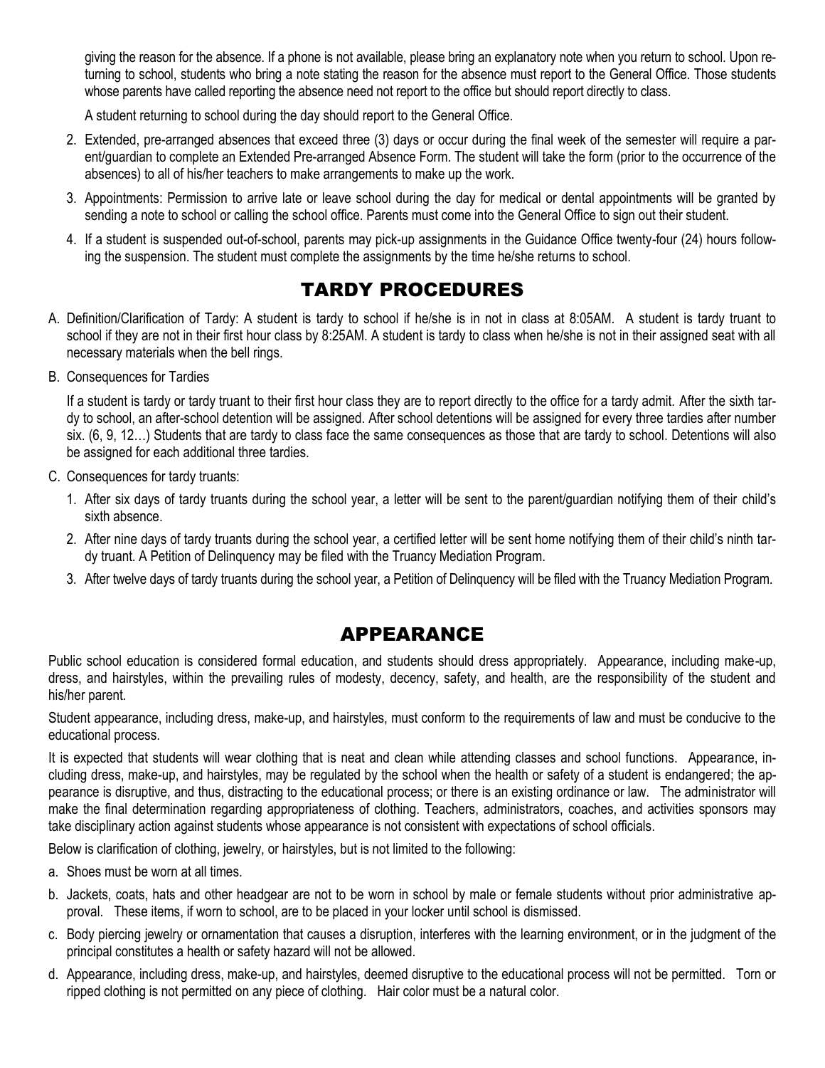giving the reason for the absence. If a phone is not available, please bring an explanatory note when you return to school. Upon returning to school, students who bring a note stating the reason for the absence must report to the General Office. Those students whose parents have called reporting the absence need not report to the office but should report directly to class.

A student returning to school during the day should report to the General Office.

2. Extended, pre-arranged absences that exceed three (3) days or occur during the final week of the semester will require a parent/guardian to complete an Extended Pre-arranged Absence Form. The student will take the form (prior to the occurrence of the absences) to all of his/her teachers to make arrangements to make up the work.
3. Appointments: Permission to arrive late or leave school during the day for medical or dental appointments will be granted by sending a note to school or calling the school office. Parents must come into the General Office to sign out their student.
4. If a student is suspended out-of-school, parents may pick-up assignments in the Guidance Office twenty-four (24) hours following the suspension. The student must complete the assignments by the time he/she returns to school.

## TARDY PROCEDURES

A. Definition/Clarification of Tardy: A student is tardy to school if he/she is in not in class at 8:05AM. A student is tardy truant to school if they are not in their first hour class by 8:25AM. A student is tardy to class when he/she is not in their assigned seat with all necessary materials when the bell rings.

B. Consequences for Tardies

If a student is tardy or tardy truant to their first hour class they are to report directly to the office for a tardy admit. After the sixth tardy to school, an after-school detention will be assigned. After school detentions will be assigned for every three tardies after number six. (6, 9, 12…) Students that are tardy to class face the same consequences as those that are tardy to school. Detentions will also be assigned for each additional three tardies.

C. Consequences for tardy truants:

1. After six days of tardy truants during the school year, a letter will be sent to the parent/guardian notifying them of their child's sixth absence.
2. After nine days of tardy truants during the school year, a certified letter will be sent home notifying them of their child's ninth tardy truant. A Petition of Delinquency may be filed with the Truancy Mediation Program.
3. After twelve days of tardy truants during the school year, a Petition of Delinquency will be filed with the Truancy Mediation Program.

## APPEARANCE

Public school education is considered formal education, and students should dress appropriately. Appearance, including make-up, dress, and hairstyles, within the prevailing rules of modesty, decency, safety, and health, are the responsibility of the student and his/her parent.

Student appearance, including dress, make-up, and hairstyles, must conform to the requirements of law and must be conducive to the educational process.

It is expected that students will wear clothing that is neat and clean while attending classes and school functions. Appearance, including dress, make-up, and hairstyles, may be regulated by the school when the health or safety of a student is endangered; the appearance is disruptive, and thus, distracting to the educational process; or there is an existing ordinance or law. The administrator will make the final determination regarding appropriateness of clothing. Teachers, administrators, coaches, and activities sponsors may take disciplinary action against students whose appearance is not consistent with expectations of school officials.

Below is clarification of clothing, jewelry, or hairstyles, but is not limited to the following:

a. Shoes must be worn at all times.

b. Jackets, coats, hats and other headgear are not to be worn in school by male or female students without prior administrative approval. These items, if worn to school, are to be placed in your locker until school is dismissed.

c. Body piercing jewelry or ornamentation that causes a disruption, interferes with the learning environment, or in the judgment of the principal constitutes a health or safety hazard will not be allowed.

d. Appearance, including dress, make-up, and hairstyles, deemed disruptive to the educational process will not be permitted. Torn or ripped clothing is not permitted on any piece of clothing. Hair color must be a natural color.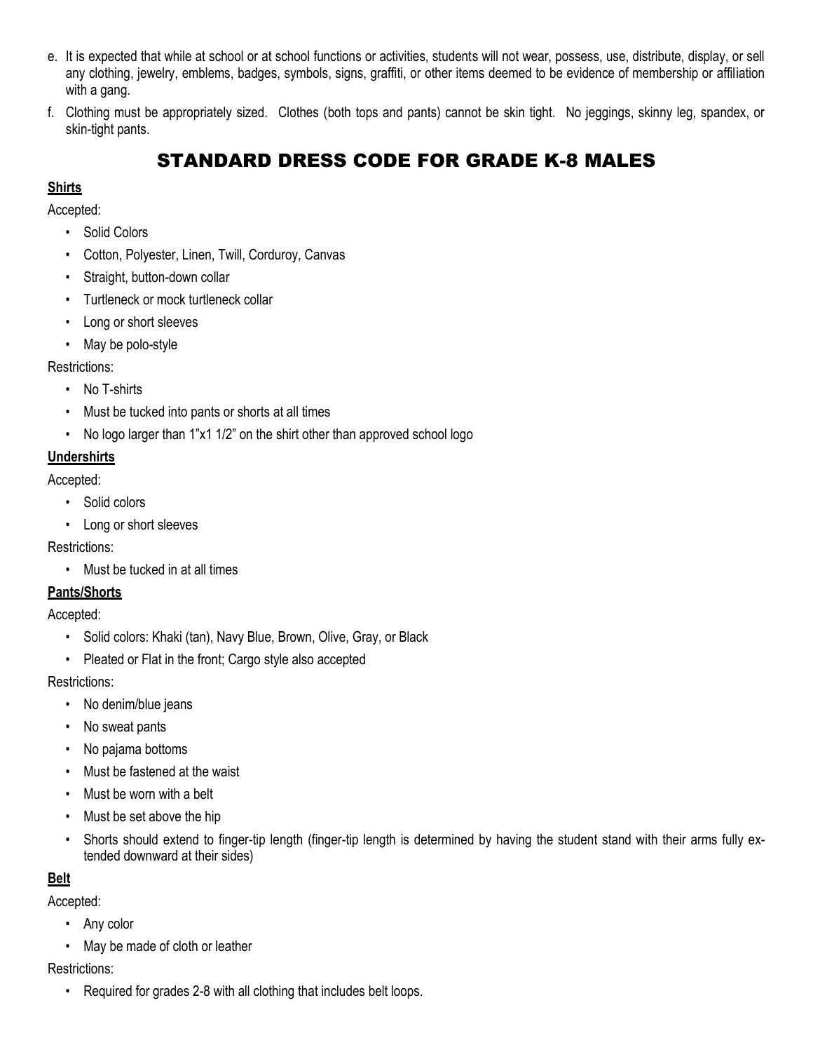e. It is expected that while at school or at school functions or activities, students will not wear, possess, use, distribute, display, or sell any clothing, jewelry, emblems, badges, symbols, signs, graffiti, or other items deemed to be evidence of membership or affiliation with a gang.

f. Clothing must be appropriately sized. Clothes (both tops and pants) cannot be skin tight. No jeggings, skinny leg, spandex, or skin-tight pants.

# STANDARD DRESS CODE FOR GRADE K-8 MALES

**Shirts**

Accepted:

- Solid Colors
- Cotton, Polyester, Linen, Twill, Corduroy, Canvas
- Straight, button-down collar
- Turtleneck or mock turtleneck collar
- Long or short sleeves
- May be polo-style

Restrictions:

- No T-shirts
- Must be tucked into pants or shorts at all times
- No logo larger than 1"x1 1/2" on the shirt other than approved school logo

**Undershirts**

Accepted:

- Solid colors
- Long or short sleeves

Restrictions:

- Must be tucked in at all times

**Pants/Shorts**

Accepted:

- Solid colors: Khaki (tan), Navy Blue, Brown, Olive, Gray, or Black
- Pleated or Flat in the front; Cargo style also accepted

Restrictions:

- No denim/blue jeans
- No sweat pants
- No pajama bottoms
- Must be fastened at the waist
- Must be worn with a belt
- Must be set above the hip
- Shorts should extend to finger-tip length (finger-tip length is determined by having the student stand with their arms fully extended downward at their sides)

**Belt**

Accepted:

- Any color
- May be made of cloth or leather

Restrictions:

- Required for grades 2-8 with all clothing that includes belt loops.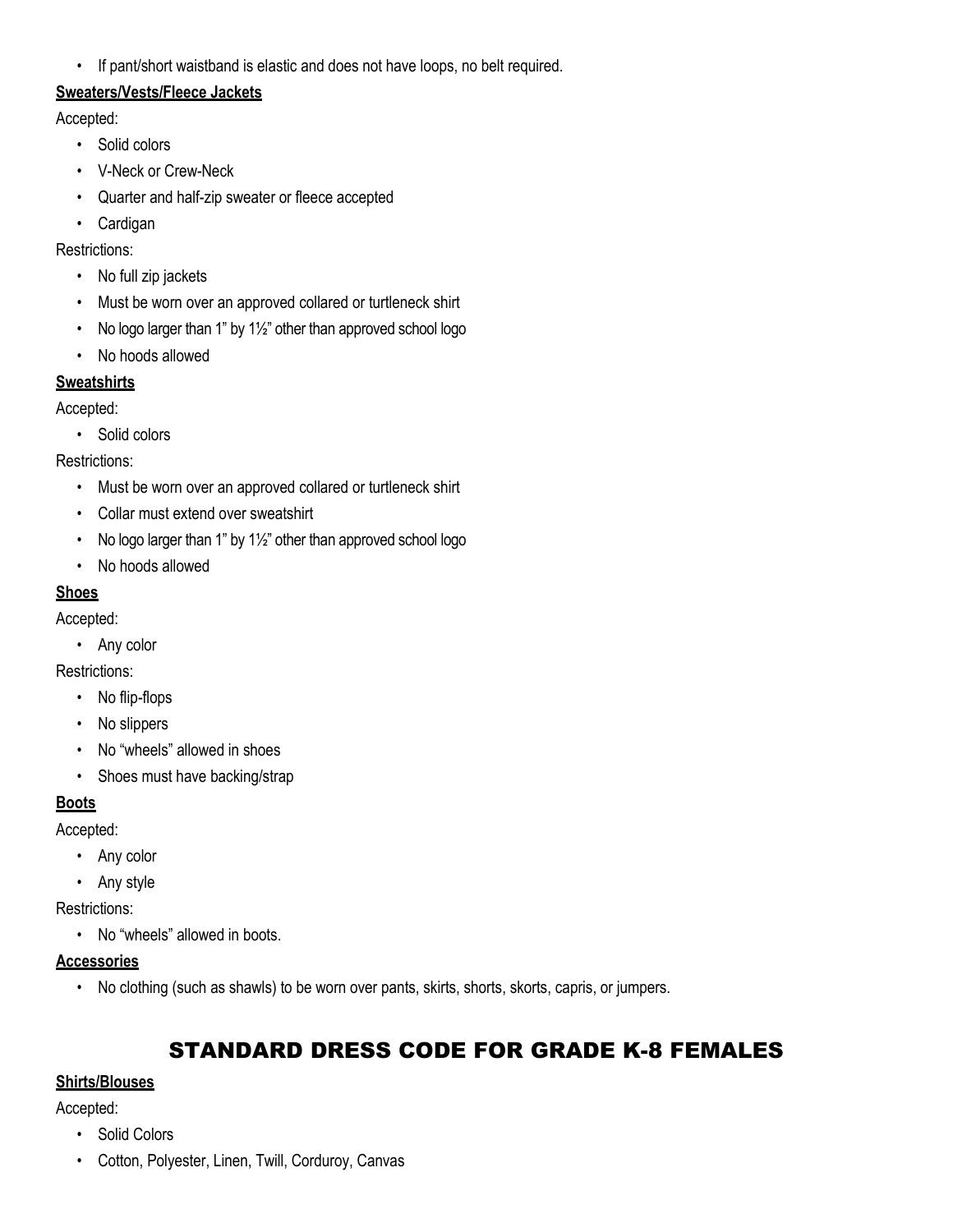- If pant/short waistband is elastic and does not have loops, no belt required.

**Sweaters/Vests/Fleece Jackets**

Accepted:

- Solid colors
- V-Neck or Crew-Neck
- Quarter and half-zip sweater or fleece accepted
- Cardigan

Restrictions:

- No full zip jackets
- Must be worn over an approved collared or turtleneck shirt
- No logo larger than 1" by 1½" other than approved school logo
- No hoods allowed

**Sweatshirts**

Accepted:

- Solid colors

Restrictions:

- Must be worn over an approved collared or turtleneck shirt
- Collar must extend over sweatshirt
- No logo larger than 1" by 1½" other than approved school logo
- No hoods allowed

**Shoes**

Accepted:

- Any color

Restrictions:

- No flip-flops
- No slippers
- No "wheels" allowed in shoes
- Shoes must have backing/strap

**Boots**

Accepted:

- Any color
- Any style

Restrictions:

- No "wheels" allowed in boots.

**Accessories**

- No clothing (such as shawls) to be worn over pants, skirts, shorts, skorts, capris, or jumpers.

## STANDARD DRESS CODE FOR GRADE K-8 FEMALES

**Shirts/Blouses**

Accepted:

- Solid Colors
- Cotton, Polyester, Linen, Twill, Corduroy, Canvas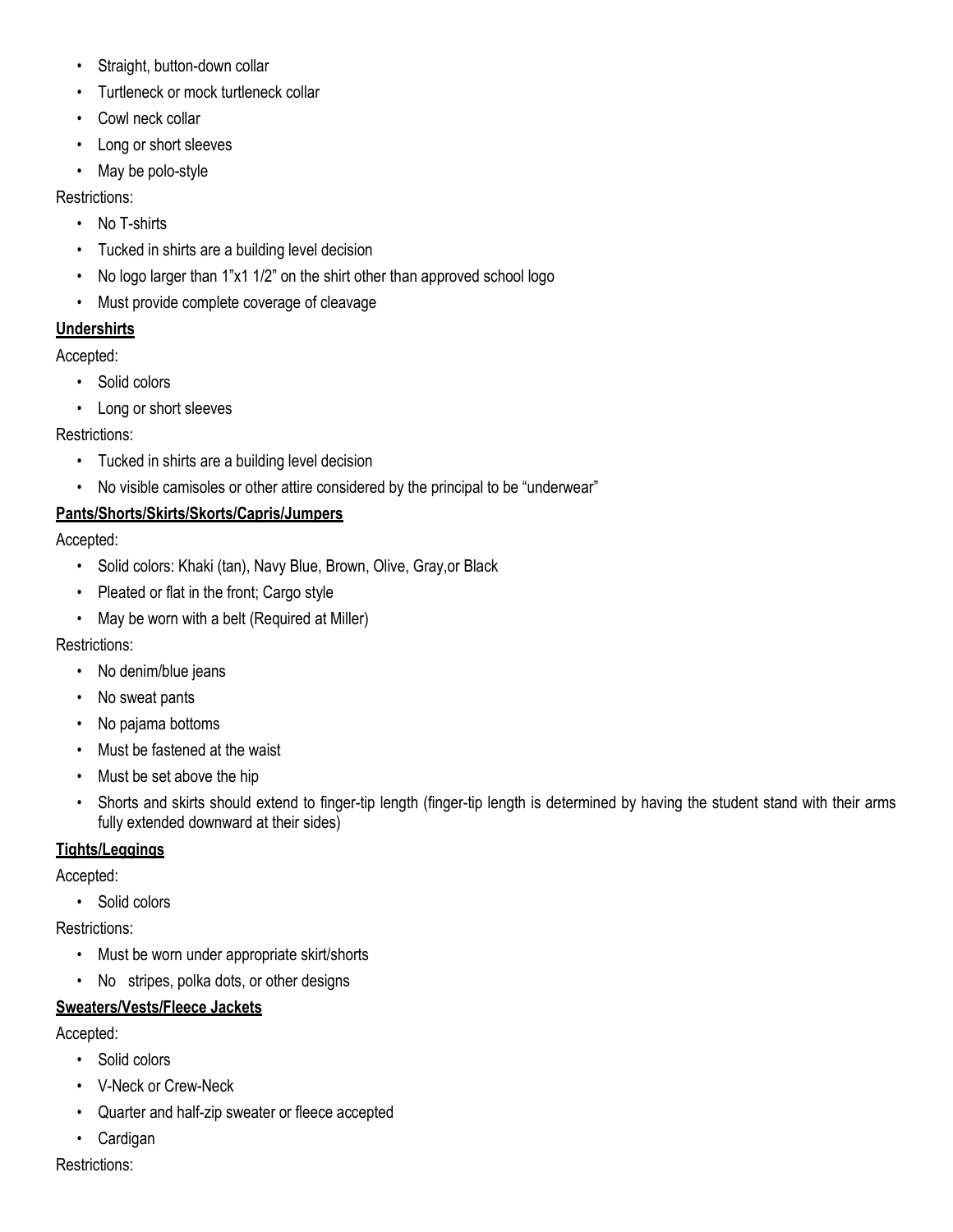- Straight, button-down collar
- Turtleneck or mock turtleneck collar
- Cowl neck collar
- Long or short sleeves
- May be polo-style

Restrictions:

- No T-shirts
- Tucked in shirts are a building level decision
- No logo larger than 1"x1 1/2" on the shirt other than approved school logo
- Must provide complete coverage of cleavage

**Undershirts**

Accepted:

- Solid colors
- Long or short sleeves

Restrictions:

- Tucked in shirts are a building level decision
- No visible camisoles or other attire considered by the principal to be "underwear"

**Pants/Shorts/Skirts/Skorts/Capris/Jumpers**

Accepted:

- Solid colors: Khaki (tan), Navy Blue, Brown, Olive, Gray,or Black
- Pleated or flat in the front; Cargo style
- May be worn with a belt (Required at Miller)

Restrictions:

- No denim/blue jeans
- No sweat pants
- No pajama bottoms
- Must be fastened at the waist
- Must be set above the hip
- Shorts and skirts should extend to finger-tip length (finger-tip length is determined by having the student stand with their arms fully extended downward at their sides)

**Tights/Leggings**

Accepted:

- Solid colors

Restrictions:

- Must be worn under appropriate skirt/shorts
- No stripes, polka dots, or other designs

**Sweaters/Vests/Fleece Jackets**

Accepted:

- Solid colors
- V-Neck or Crew-Neck
- Quarter and half-zip sweater or fleece accepted
- Cardigan

Restrictions: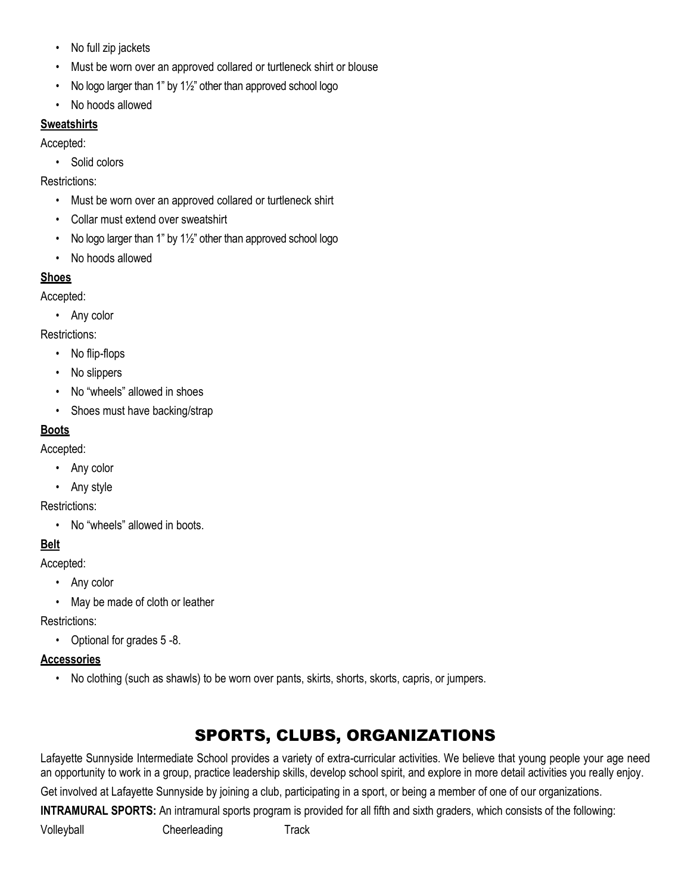- No full zip jackets
- Must be worn over an approved collared or turtleneck shirt or blouse
- No logo larger than 1" by 1½" other than approved school logo
- No hoods allowed

**Sweatshirts**

Accepted:

- Solid colors

Restrictions:

- Must be worn over an approved collared or turtleneck shirt
- Collar must extend over sweatshirt
- No logo larger than 1" by 1½" other than approved school logo
- No hoods allowed

**Shoes**

Accepted:

- Any color

Restrictions:

- No flip-flops
- No slippers
- No "wheels" allowed in shoes
- Shoes must have backing/strap

**Boots**

Accepted:

- Any color
- Any style

Restrictions:

- No "wheels" allowed in boots.

**Belt**

Accepted:

- Any color
- May be made of cloth or leather

Restrictions:

- Optional for grades 5 -8.

**Accessories**

- No clothing (such as shawls) to be worn over pants, skirts, shorts, skorts, capris, or jumpers.

## SPORTS, CLUBS, ORGANIZATIONS

Lafayette Sunnyside Intermediate School provides a variety of extra-curricular activities. We believe that young people your age need an opportunity to work in a group, practice leadership skills, develop school spirit, and explore in more detail activities you really enjoy.

Get involved at Lafayette Sunnyside by joining a club, participating in a sport, or being a member of one of our organizations.

**INTRAMURAL SPORTS:** An intramural sports program is provided for all fifth and sixth graders, which consists of the following:

Volleyball Cheerleading Track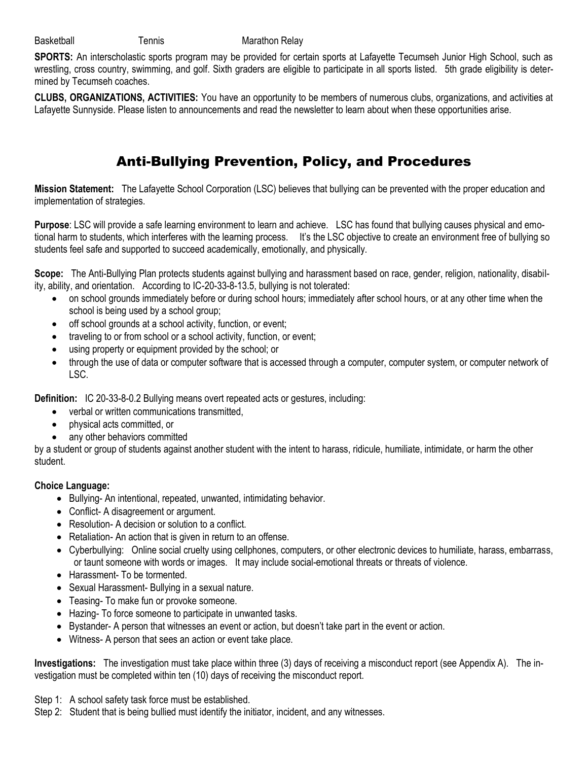Basketball Tennis Marathon Relay

**SPORTS:** An interscholastic sports program may be provided for certain sports at Lafayette Tecumseh Junior High School, such as wrestling, cross country, swimming, and golf. Sixth graders are eligible to participate in all sports listed. 5th grade eligibility is determined by Tecumseh coaches.

**CLUBS, ORGANIZATIONS, ACTIVITIES:** You have an opportunity to be members of numerous clubs, organizations, and activities at Lafayette Sunnyside. Please listen to announcements and read the newsletter to learn about when these opportunities arise.

# Anti-Bullying Prevention, Policy, and Procedures

**Mission Statement:** The Lafayette School Corporation (LSC) believes that bullying can be prevented with the proper education and implementation of strategies.

**Purpose**: LSC will provide a safe learning environment to learn and achieve. LSC has found that bullying causes physical and emotional harm to students, which interferes with the learning process. It's the LSC objective to create an environment free of bullying so students feel safe and supported to succeed academically, emotionally, and physically.

**Scope:** The Anti-Bullying Plan protects students against bullying and harassment based on race, gender, religion, nationality, disability, ability, and orientation. According to IC-20-33-8-13.5, bullying is not tolerated:

- on school grounds immediately before or during school hours; immediately after school hours, or at any other time when the school is being used by a school group;
- off school grounds at a school activity, function, or event;
- traveling to or from school or a school activity, function, or event;
- using property or equipment provided by the school; or
- through the use of data or computer software that is accessed through a computer, computer system, or computer network of LSC.

**Definition:** IC 20-33-8-0.2 Bullying means overt repeated acts or gestures, including:

- verbal or written communications transmitted,
- physical acts committed, or
- any other behaviors committed

by a student or group of students against another student with the intent to harass, ridicule, humiliate, intimidate, or harm the other student.

**Choice Language:**

- Bullying- An intentional, repeated, unwanted, intimidating behavior.
- Conflict- A disagreement or argument.
- Resolution- A decision or solution to a conflict.
- Retaliation- An action that is given in return to an offense.
- Cyberbullying: Online social cruelty using cellphones, computers, or other electronic devices to humiliate, harass, embarrass, or taunt someone with words or images. It may include social-emotional threats or threats of violence.
- Harassment- To be tormented.
- Sexual Harassment- Bullying in a sexual nature.
- Teasing- To make fun or provoke someone.
- Hazing- To force someone to participate in unwanted tasks.
- Bystander- A person that witnesses an event or action, but doesn't take part in the event or action.
- Witness- A person that sees an action or event take place.

**Investigations:** The investigation must take place within three (3) days of receiving a misconduct report (see Appendix A). The investigation must be completed within ten (10) days of receiving the misconduct report.

Step 1: A school safety task force must be established.

Step 2: Student that is being bullied must identify the initiator, incident, and any witnesses.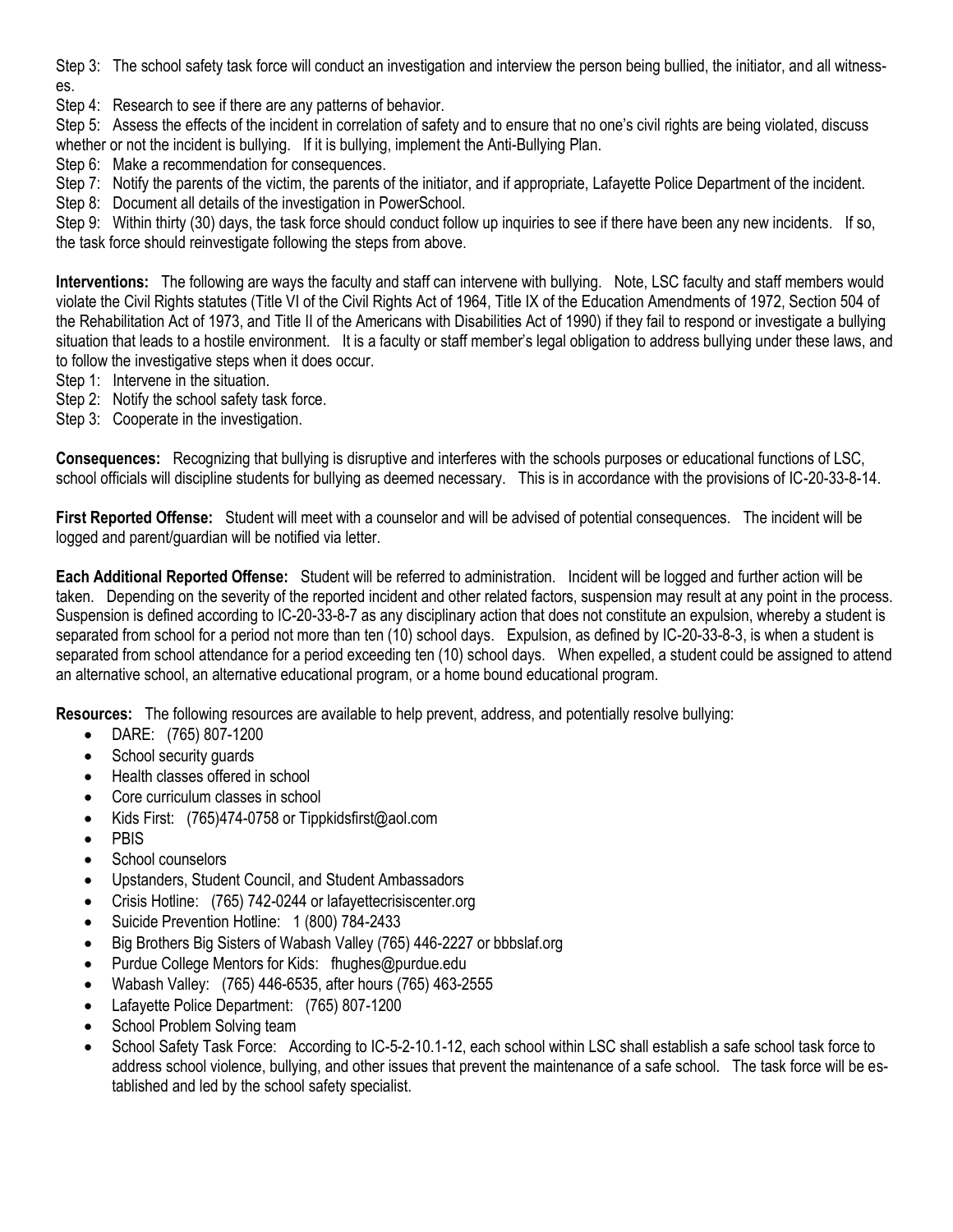Step 3: The school safety task force will conduct an investigation and interview the person being bullied, the initiator, and all witnesses.

Step 4: Research to see if there are any patterns of behavior.

Step 5: Assess the effects of the incident in correlation of safety and to ensure that no one's civil rights are being violated, discuss whether or not the incident is bullying. If it is bullying, implement the Anti-Bullying Plan.

Step 6: Make a recommendation for consequences.

Step 7: Notify the parents of the victim, the parents of the initiator, and if appropriate, Lafayette Police Department of the incident.

Step 8: Document all details of the investigation in PowerSchool.

Step 9: Within thirty (30) days, the task force should conduct follow up inquiries to see if there have been any new incidents. If so, the task force should reinvestigate following the steps from above.

**Interventions:** The following are ways the faculty and staff can intervene with bullying. Note, LSC faculty and staff members would violate the Civil Rights statutes (Title VI of the Civil Rights Act of 1964, Title IX of the Education Amendments of 1972, Section 504 of the Rehabilitation Act of 1973, and Title II of the Americans with Disabilities Act of 1990) if they fail to respond or investigate a bullying situation that leads to a hostile environment. It is a faculty or staff member's legal obligation to address bullying under these laws, and to follow the investigative steps when it does occur.

Step 1: Intervene in the situation.

Step 2: Notify the school safety task force.

Step 3: Cooperate in the investigation.

**Consequences:** Recognizing that bullying is disruptive and interferes with the schools purposes or educational functions of LSC, school officials will discipline students for bullying as deemed necessary. This is in accordance with the provisions of IC-20-33-8-14.

**First Reported Offense:** Student will meet with a counselor and will be advised of potential consequences. The incident will be logged and parent/guardian will be notified via letter.

**Each Additional Reported Offense:** Student will be referred to administration. Incident will be logged and further action will be taken. Depending on the severity of the reported incident and other related factors, suspension may result at any point in the process. Suspension is defined according to IC-20-33-8-7 as any disciplinary action that does not constitute an expulsion, whereby a student is separated from school for a period not more than ten (10) school days. Expulsion, as defined by IC-20-33-8-3, is when a student is separated from school attendance for a period exceeding ten (10) school days. When expelled, a student could be assigned to attend an alternative school, an alternative educational program, or a home bound educational program.

**Resources:** The following resources are available to help prevent, address, and potentially resolve bullying:

- DARE: (765) 807-1200
- School security guards
- Health classes offered in school
- Core curriculum classes in school
- Kids First: (765)474-0758 or Tippkidsfirst@aol.com
- PBIS
- School counselors
- Upstanders, Student Council, and Student Ambassadors
- Crisis Hotline: (765) 742-0244 or lafayettecrisiscenter.org
- Suicide Prevention Hotline: 1 (800) 784-2433
- Big Brothers Big Sisters of Wabash Valley (765) 446-2227 or bbbslaf.org
- Purdue College Mentors for Kids: fhughes@purdue.edu
- Wabash Valley: (765) 446-6535, after hours (765) 463-2555
- Lafayette Police Department: (765) 807-1200
- School Problem Solving team
- School Safety Task Force: According to IC-5-2-10.1-12, each school within LSC shall establish a safe school task force to address school violence, bullying, and other issues that prevent the maintenance of a safe school. The task force will be established and led by the school safety specialist.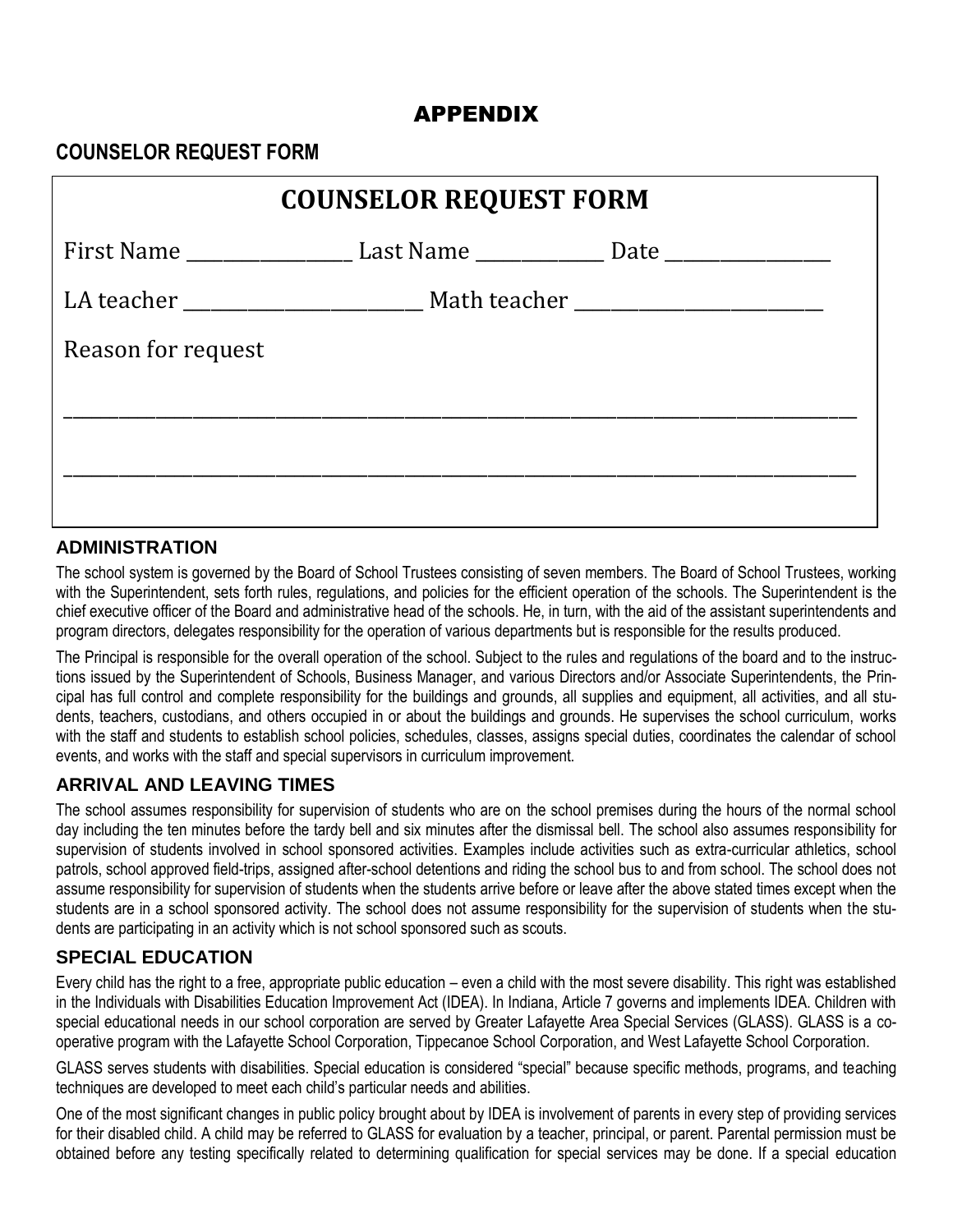# APPENDIX

## COUNSELOR REQUEST FORM

### COUNSELOR REQUEST FORM

First Name ________________ Last Name _____________ Date ________________

LA teacher ________________________ Math teacher ________________________

Reason for request

______________________________________________________________________________

______________________________________________________________________________

## ADMINISTRATION

The school system is governed by the Board of School Trustees consisting of seven members. The Board of School Trustees, working with the Superintendent, sets forth rules, regulations, and policies for the efficient operation of the schools. The Superintendent is the chief executive officer of the Board and administrative head of the schools. He, in turn, with the aid of the assistant superintendents and program directors, delegates responsibility for the operation of various departments but is responsible for the results produced.

The Principal is responsible for the overall operation of the school. Subject to the rules and regulations of the board and to the instructions issued by the Superintendent of Schools, Business Manager, and various Directors and/or Associate Superintendents, the Principal has full control and complete responsibility for the buildings and grounds, all supplies and equipment, all activities, and all students, teachers, custodians, and others occupied in or about the buildings and grounds. He supervises the school curriculum, works with the staff and students to establish school policies, schedules, classes, assigns special duties, coordinates the calendar of school events, and works with the staff and special supervisors in curriculum improvement.

## ARRIVAL AND LEAVING TIMES

The school assumes responsibility for supervision of students who are on the school premises during the hours of the normal school day including the ten minutes before the tardy bell and six minutes after the dismissal bell. The school also assumes responsibility for supervision of students involved in school sponsored activities. Examples include activities such as extra-curricular athletics, school patrols, school approved field-trips, assigned after-school detentions and riding the school bus to and from school. The school does not assume responsibility for supervision of students when the students arrive before or leave after the above stated times except when the students are in a school sponsored activity. The school does not assume responsibility for the supervision of students when the students are participating in an activity which is not school sponsored such as scouts.

## SPECIAL EDUCATION

Every child has the right to a free, appropriate public education – even a child with the most severe disability. This right was established in the Individuals with Disabilities Education Improvement Act (IDEA). In Indiana, Article 7 governs and implements IDEA. Children with special educational needs in our school corporation are served by Greater Lafayette Area Special Services (GLASS). GLASS is a cooperative program with the Lafayette School Corporation, Tippecanoe School Corporation, and West Lafayette School Corporation.

GLASS serves students with disabilities. Special education is considered "special" because specific methods, programs, and teaching techniques are developed to meet each child's particular needs and abilities.

One of the most significant changes in public policy brought about by IDEA is involvement of parents in every step of providing services for their disabled child. A child may be referred to GLASS for evaluation by a teacher, principal, or parent. Parental permission must be obtained before any testing specifically related to determining qualification for special services may be done. If a special education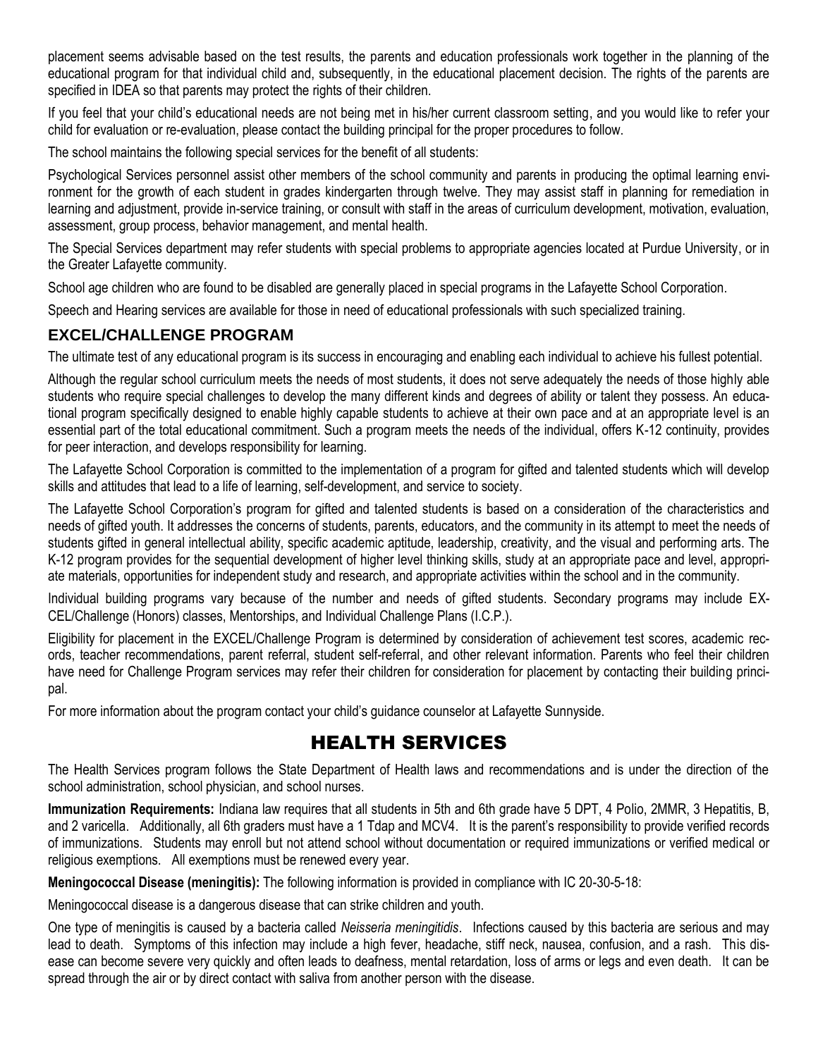placement seems advisable based on the test results, the parents and education professionals work together in the planning of the educational program for that individual child and, subsequently, in the educational placement decision. The rights of the parents are specified in IDEA so that parents may protect the rights of their children.

If you feel that your child's educational needs are not being met in his/her current classroom setting, and you would like to refer your child for evaluation or re-evaluation, please contact the building principal for the proper procedures to follow.

The school maintains the following special services for the benefit of all students:

Psychological Services personnel assist other members of the school community and parents in producing the optimal learning environment for the growth of each student in grades kindergarten through twelve. They may assist staff in planning for remediation in learning and adjustment, provide in-service training, or consult with staff in the areas of curriculum development, motivation, evaluation, assessment, group process, behavior management, and mental health.

The Special Services department may refer students with special problems to appropriate agencies located at Purdue University, or in the Greater Lafayette community.

School age children who are found to be disabled are generally placed in special programs in the Lafayette School Corporation.

Speech and Hearing services are available for those in need of educational professionals with such specialized training.

### EXCEL/CHALLENGE PROGRAM

The ultimate test of any educational program is its success in encouraging and enabling each individual to achieve his fullest potential.

Although the regular school curriculum meets the needs of most students, it does not serve adequately the needs of those highly able students who require special challenges to develop the many different kinds and degrees of ability or talent they possess. An educational program specifically designed to enable highly capable students to achieve at their own pace and at an appropriate level is an essential part of the total educational commitment. Such a program meets the needs of the individual, offers K-12 continuity, provides for peer interaction, and develops responsibility for learning.

The Lafayette School Corporation is committed to the implementation of a program for gifted and talented students which will develop skills and attitudes that lead to a life of learning, self-development, and service to society.

The Lafayette School Corporation's program for gifted and talented students is based on a consideration of the characteristics and needs of gifted youth. It addresses the concerns of students, parents, educators, and the community in its attempt to meet the needs of students gifted in general intellectual ability, specific academic aptitude, leadership, creativity, and the visual and performing arts. The K-12 program provides for the sequential development of higher level thinking skills, study at an appropriate pace and level, appropriate materials, opportunities for independent study and research, and appropriate activities within the school and in the community.

Individual building programs vary because of the number and needs of gifted students. Secondary programs may include EXCEL/Challenge (Honors) classes, Mentorships, and Individual Challenge Plans (I.C.P.).

Eligibility for placement in the EXCEL/Challenge Program is determined by consideration of achievement test scores, academic records, teacher recommendations, parent referral, student self-referral, and other relevant information. Parents who feel their children have need for Challenge Program services may refer their children for consideration for placement by contacting their building principal.

For more information about the program contact your child's guidance counselor at Lafayette Sunnyside.

## HEALTH SERVICES

The Health Services program follows the State Department of Health laws and recommendations and is under the direction of the school administration, school physician, and school nurses.

**Immunization Requirements:** Indiana law requires that all students in 5th and 6th grade have 5 DPT, 4 Polio, 2MMR, 3 Hepatitis, B, and 2 varicella. Additionally, all 6th graders must have a 1 Tdap and MCV4. It is the parent's responsibility to provide verified records of immunizations. Students may enroll but not attend school without documentation or required immunizations or verified medical or religious exemptions. All exemptions must be renewed every year.

**Meningococcal Disease (meningitis):** The following information is provided in compliance with IC 20-30-5-18:

Meningococcal disease is a dangerous disease that can strike children and youth.

One type of meningitis is caused by a bacteria called *Neisseria meningitidis*. Infections caused by this bacteria are serious and may lead to death. Symptoms of this infection may include a high fever, headache, stiff neck, nausea, confusion, and a rash. This disease can become severe very quickly and often leads to deafness, mental retardation, loss of arms or legs and even death. It can be spread through the air or by direct contact with saliva from another person with the disease.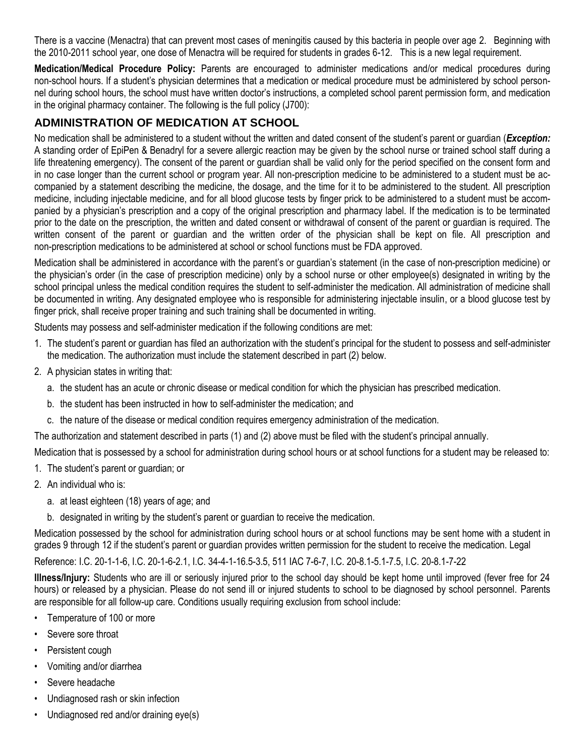There is a vaccine (Menactra) that can prevent most cases of meningitis caused by this bacteria in people over age 2. Beginning with the 2010-2011 school year, one dose of Menactra will be required for students in grades 6-12. This is a new legal requirement.

**Medication/Medical Procedure Policy:** Parents are encouraged to administer medications and/or medical procedures during non-school hours. If a student's physician determines that a medication or medical procedure must be administered by school personnel during school hours, the school must have written doctor's instructions, a completed school parent permission form, and medication in the original pharmacy container. The following is the full policy (J700):

## ADMINISTRATION OF MEDICATION AT SCHOOL

No medication shall be administered to a student without the written and dated consent of the student's parent or guardian (***Exception:*** A standing order of EpiPen & Benadryl for a severe allergic reaction may be given by the school nurse or trained school staff during a life threatening emergency). The consent of the parent or guardian shall be valid only for the period specified on the consent form and in no case longer than the current school or program year. All non-prescription medicine to be administered to a student must be accompanied by a statement describing the medicine, the dosage, and the time for it to be administered to the student. All prescription medicine, including injectable medicine, and for all blood glucose tests by finger prick to be administered to a student must be accompanied by a physician's prescription and a copy of the original prescription and pharmacy label. If the medication is to be terminated prior to the date on the prescription, the written and dated consent or withdrawal of consent of the parent or guardian is required. The written consent of the parent or guardian and the written order of the physician shall be kept on file. All prescription and non-prescription medications to be administered at school or school functions must be FDA approved.

Medication shall be administered in accordance with the parent's or guardian's statement (in the case of non-prescription medicine) or the physician's order (in the case of prescription medicine) only by a school nurse or other employee(s) designated in writing by the school principal unless the medical condition requires the student to self-administer the medication. All administration of medicine shall be documented in writing. Any designated employee who is responsible for administering injectable insulin, or a blood glucose test by finger prick, shall receive proper training and such training shall be documented in writing.

Students may possess and self-administer medication if the following conditions are met:

1. The student's parent or guardian has filed an authorization with the student's principal for the student to possess and self-administer the medication. The authorization must include the statement described in part (2) below.
2. A physician states in writing that:
   a. the student has an acute or chronic disease or medical condition for which the physician has prescribed medication.
   b. the student has been instructed in how to self-administer the medication; and
   c. the nature of the disease or medical condition requires emergency administration of the medication.

The authorization and statement described in parts (1) and (2) above must be filed with the student's principal annually.

Medication that is possessed by a school for administration during school hours or at school functions for a student may be released to:

1. The student's parent or guardian; or
2. An individual who is:
   a. at least eighteen (18) years of age; and
   b. designated in writing by the student's parent or guardian to receive the medication.

Medication possessed by the school for administration during school hours or at school functions may be sent home with a student in grades 9 through 12 if the student's parent or guardian provides written permission for the student to receive the medication. Legal

Reference: I.C. 20-1-1-6, I.C. 20-1-6-2.1, I.C. 34-4-1-16.5-3.5, 511 IAC 7-6-7, I.C. 20-8.1-5.1-7.5, I.C. 20-8.1-7-22

**Illness/Injury:** Students who are ill or seriously injured prior to the school day should be kept home until improved (fever free for 24 hours) or released by a physician. Please do not send ill or injured students to school to be diagnosed by school personnel. Parents are responsible for all follow-up care. Conditions usually requiring exclusion from school include:

- Temperature of 100 or more
- Severe sore throat
- Persistent cough
- Vomiting and/or diarrhea
- Severe headache
- Undiagnosed rash or skin infection
- Undiagnosed red and/or draining eye(s)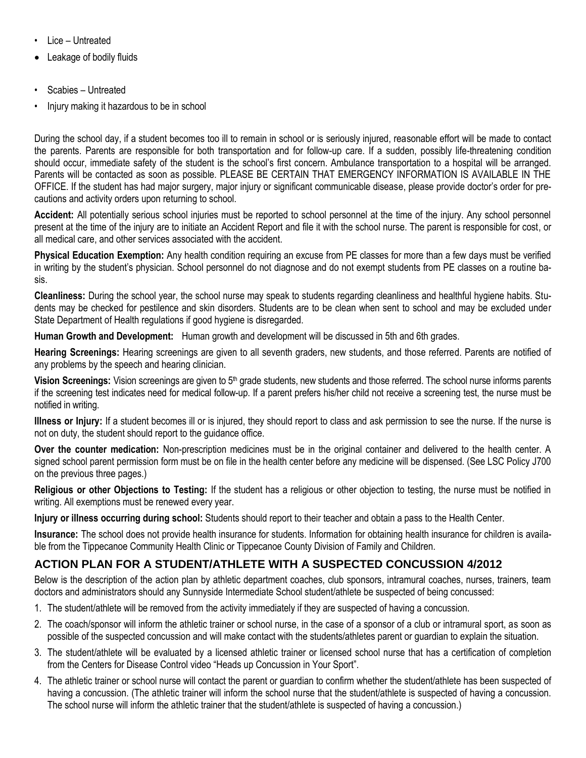- Lice – Untreated
- Leakage of bodily fluids
- Scabies – Untreated
- Injury making it hazardous to be in school

During the school day, if a student becomes too ill to remain in school or is seriously injured, reasonable effort will be made to contact the parents. Parents are responsible for both transportation and for follow-up care. If a sudden, possibly life-threatening condition should occur, immediate safety of the student is the school's first concern. Ambulance transportation to a hospital will be arranged. Parents will be contacted as soon as possible. PLEASE BE CERTAIN THAT EMERGENCY INFORMATION IS AVAILABLE IN THE OFFICE. If the student has had major surgery, major injury or significant communicable disease, please provide doctor's order for precautions and activity orders upon returning to school.

**Accident:** All potentially serious school injuries must be reported to school personnel at the time of the injury. Any school personnel present at the time of the injury are to initiate an Accident Report and file it with the school nurse. The parent is responsible for cost, or all medical care, and other services associated with the accident.

**Physical Education Exemption:** Any health condition requiring an excuse from PE classes for more than a few days must be verified in writing by the student's physician. School personnel do not diagnose and do not exempt students from PE classes on a routine basis.

**Cleanliness:** During the school year, the school nurse may speak to students regarding cleanliness and healthful hygiene habits. Students may be checked for pestilence and skin disorders. Students are to be clean when sent to school and may be excluded under State Department of Health regulations if good hygiene is disregarded.

**Human Growth and Development:** Human growth and development will be discussed in 5th and 6th grades.

**Hearing Screenings:** Hearing screenings are given to all seventh graders, new students, and those referred. Parents are notified of any problems by the speech and hearing clinician.

**Vision Screenings:** Vision screenings are given to 5th grade students, new students and those referred. The school nurse informs parents if the screening test indicates need for medical follow-up. If a parent prefers his/her child not receive a screening test, the nurse must be notified in writing.

**Illness or Injury:** If a student becomes ill or is injured, they should report to class and ask permission to see the nurse. If the nurse is not on duty, the student should report to the guidance office.

**Over the counter medication:** Non-prescription medicines must be in the original container and delivered to the health center. A signed school parent permission form must be on file in the health center before any medicine will be dispensed. (See LSC Policy J700 on the previous three pages.)

**Religious or other Objections to Testing:** If the student has a religious or other objection to testing, the nurse must be notified in writing. All exemptions must be renewed every year.

**Injury or illness occurring during school:** Students should report to their teacher and obtain a pass to the Health Center.

**Insurance:** The school does not provide health insurance for students. Information for obtaining health insurance for children is available from the Tippecanoe Community Health Clinic or Tippecanoe County Division of Family and Children.

## ACTION PLAN FOR A STUDENT/ATHLETE WITH A SUSPECTED CONCUSSION 4/2012

Below is the description of the action plan by athletic department coaches, club sponsors, intramural coaches, nurses, trainers, team doctors and administrators should any Sunnyside Intermediate School student/athlete be suspected of being concussed:

1. The student/athlete will be removed from the activity immediately if they are suspected of having a concussion.
2. The coach/sponsor will inform the athletic trainer or school nurse, in the case of a sponsor of a club or intramural sport, as soon as possible of the suspected concussion and will make contact with the students/athletes parent or guardian to explain the situation.
3. The student/athlete will be evaluated by a licensed athletic trainer or licensed school nurse that has a certification of completion from the Centers for Disease Control video "Heads up Concussion in Your Sport".
4. The athletic trainer or school nurse will contact the parent or guardian to confirm whether the student/athlete has been suspected of having a concussion. (The athletic trainer will inform the school nurse that the student/athlete is suspected of having a concussion. The school nurse will inform the athletic trainer that the student/athlete is suspected of having a concussion.)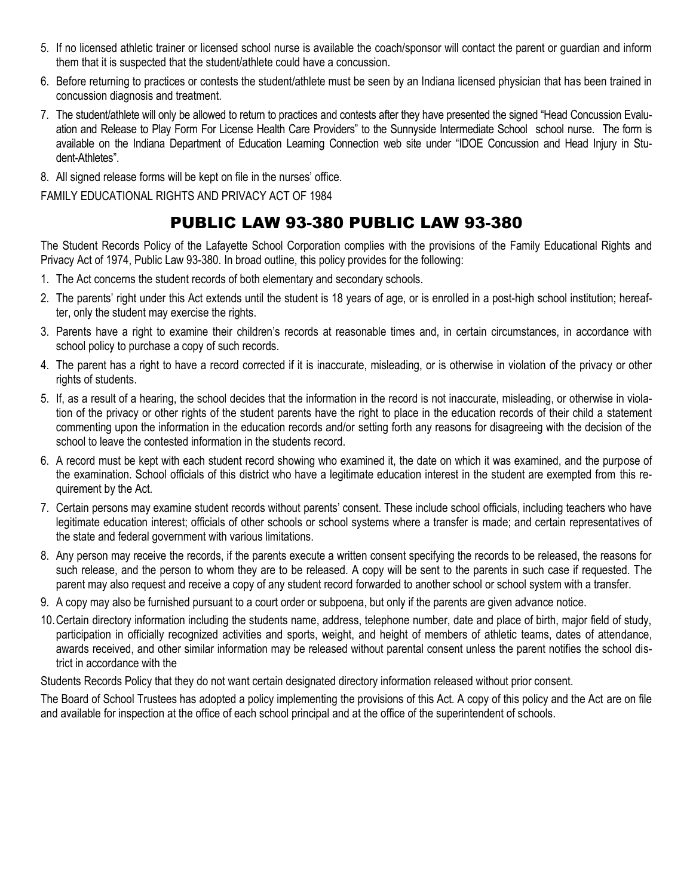5. If no licensed athletic trainer or licensed school nurse is available the coach/sponsor will contact the parent or guardian and inform them that it is suspected that the student/athlete could have a concussion.
6. Before returning to practices or contests the student/athlete must be seen by an Indiana licensed physician that has been trained in concussion diagnosis and treatment.
7. The student/athlete will only be allowed to return to practices and contests after they have presented the signed "Head Concussion Evaluation and Release to Play Form For License Health Care Providers" to the Sunnyside Intermediate School school nurse. The form is available on the Indiana Department of Education Learning Connection web site under "IDOE Concussion and Head Injury in Student-Athletes".
8. All signed release forms will be kept on file in the nurses' office.

FAMILY EDUCATIONAL RIGHTS AND PRIVACY ACT OF 1984

# PUBLIC LAW 93-380 PUBLIC LAW 93-380

The Student Records Policy of the Lafayette School Corporation complies with the provisions of the Family Educational Rights and Privacy Act of 1974, Public Law 93-380. In broad outline, this policy provides for the following:

1. The Act concerns the student records of both elementary and secondary schools.
2. The parents' right under this Act extends until the student is 18 years of age, or is enrolled in a post-high school institution; hereafter, only the student may exercise the rights.
3. Parents have a right to examine their children's records at reasonable times and, in certain circumstances, in accordance with school policy to purchase a copy of such records.
4. The parent has a right to have a record corrected if it is inaccurate, misleading, or is otherwise in violation of the privacy or other rights of students.
5. If, as a result of a hearing, the school decides that the information in the record is not inaccurate, misleading, or otherwise in violation of the privacy or other rights of the student parents have the right to place in the education records of their child a statement commenting upon the information in the education records and/or setting forth any reasons for disagreeing with the decision of the school to leave the contested information in the students record.
6. A record must be kept with each student record showing who examined it, the date on which it was examined, and the purpose of the examination. School officials of this district who have a legitimate education interest in the student are exempted from this requirement by the Act.
7. Certain persons may examine student records without parents' consent. These include school officials, including teachers who have legitimate education interest; officials of other schools or school systems where a transfer is made; and certain representatives of the state and federal government with various limitations.
8. Any person may receive the records, if the parents execute a written consent specifying the records to be released, the reasons for such release, and the person to whom they are to be released. A copy will be sent to the parents in such case if requested. The parent may also request and receive a copy of any student record forwarded to another school or school system with a transfer.
9. A copy may also be furnished pursuant to a court order or subpoena, but only if the parents are given advance notice.
10. Certain directory information including the students name, address, telephone number, date and place of birth, major field of study, participation in officially recognized activities and sports, weight, and height of members of athletic teams, dates of attendance, awards received, and other similar information may be released without parental consent unless the parent notifies the school district in accordance with the

Students Records Policy that they do not want certain designated directory information released without prior consent.

The Board of School Trustees has adopted a policy implementing the provisions of this Act. A copy of this policy and the Act are on file and available for inspection at the office of each school principal and at the office of the superintendent of schools.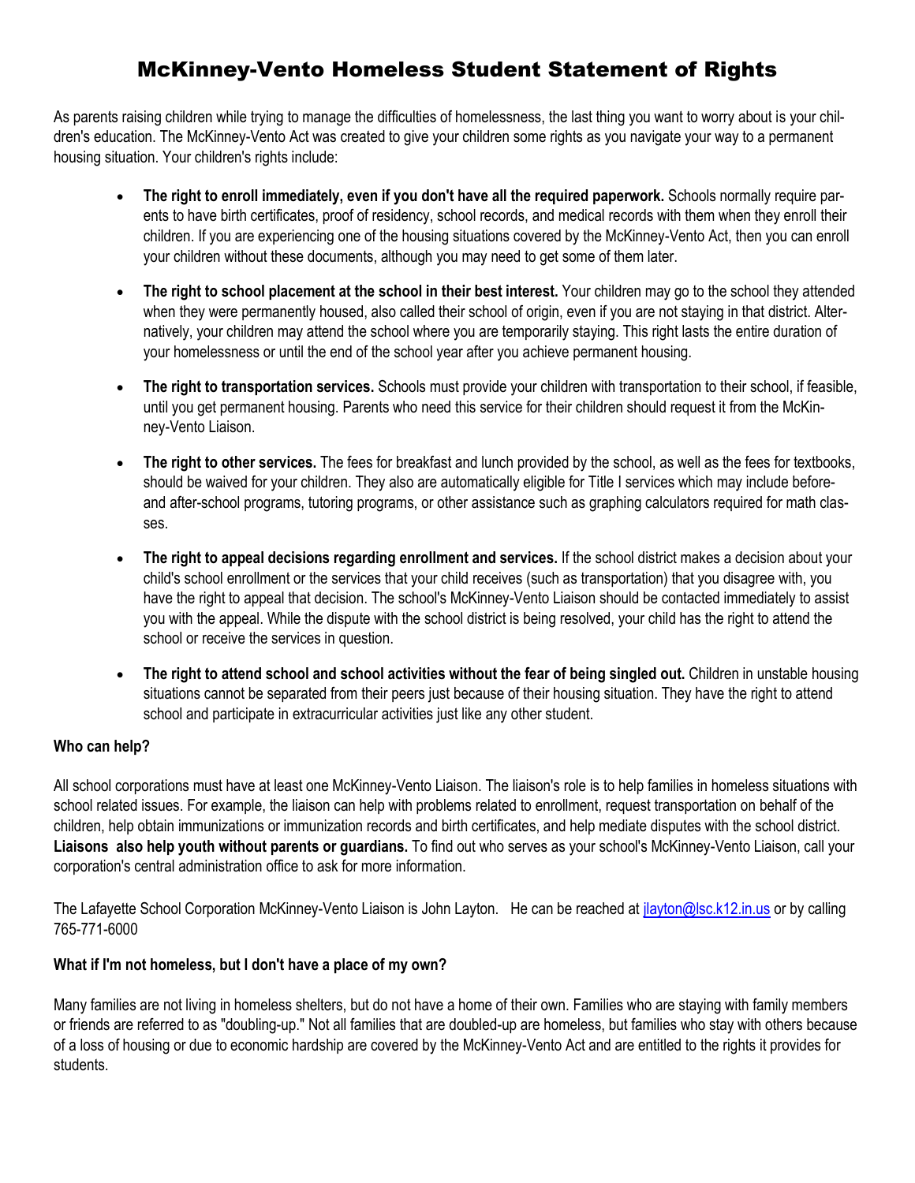# McKinney-Vento Homeless Student Statement of Rights

As parents raising children while trying to manage the difficulties of homelessness, the last thing you want to worry about is your children's education. The McKinney-Vento Act was created to give your children some rights as you navigate your way to a permanent housing situation. Your children's rights include:

- **The right to enroll immediately, even if you don't have all the required paperwork.** Schools normally require parents to have birth certificates, proof of residency, school records, and medical records with them when they enroll their children. If you are experiencing one of the housing situations covered by the McKinney-Vento Act, then you can enroll your children without these documents, although you may need to get some of them later.

- **The right to school placement at the school in their best interest.** Your children may go to the school they attended when they were permanently housed, also called their school of origin, even if you are not staying in that district. Alternatively, your children may attend the school where you are temporarily staying. This right lasts the entire duration of your homelessness or until the end of the school year after you achieve permanent housing.

- **The right to transportation services.** Schools must provide your children with transportation to their school, if feasible, until you get permanent housing. Parents who need this service for their children should request it from the McKinney-Vento Liaison.

- **The right to other services.** The fees for breakfast and lunch provided by the school, as well as the fees for textbooks, should be waived for your children. They also are automatically eligible for Title I services which may include before- and after-school programs, tutoring programs, or other assistance such as graphing calculators required for math classes.

- **The right to appeal decisions regarding enrollment and services.** If the school district makes a decision about your child's school enrollment or the services that your child receives (such as transportation) that you disagree with, you have the right to appeal that decision. The school's McKinney-Vento Liaison should be contacted immediately to assist you with the appeal. While the dispute with the school district is being resolved, your child has the right to attend the school or receive the services in question.

- **The right to attend school and school activities without the fear of being singled out.** Children in unstable housing situations cannot be separated from their peers just because of their housing situation. They have the right to attend school and participate in extracurricular activities just like any other student.

**Who can help?**

All school corporations must have at least one McKinney-Vento Liaison. The liaison's role is to help families in homeless situations with school related issues. For example, the liaison can help with problems related to enrollment, request transportation on behalf of the children, help obtain immunizations or immunization records and birth certificates, and help mediate disputes with the school district. **Liaisons also help youth without parents or guardians.** To find out who serves as your school's McKinney-Vento Liaison, call your corporation's central administration office to ask for more information.

The Lafayette School Corporation McKinney-Vento Liaison is John Layton. He can be reached at jlayton@lsc.k12.in.us or by calling 765-771-6000

**What if I'm not homeless, but I don't have a place of my own?**

Many families are not living in homeless shelters, but do not have a home of their own. Families who are staying with family members or friends are referred to as "doubling-up." Not all families that are doubled-up are homeless, but families who stay with others because of a loss of housing or due to economic hardship are covered by the McKinney-Vento Act and are entitled to the rights it provides for students.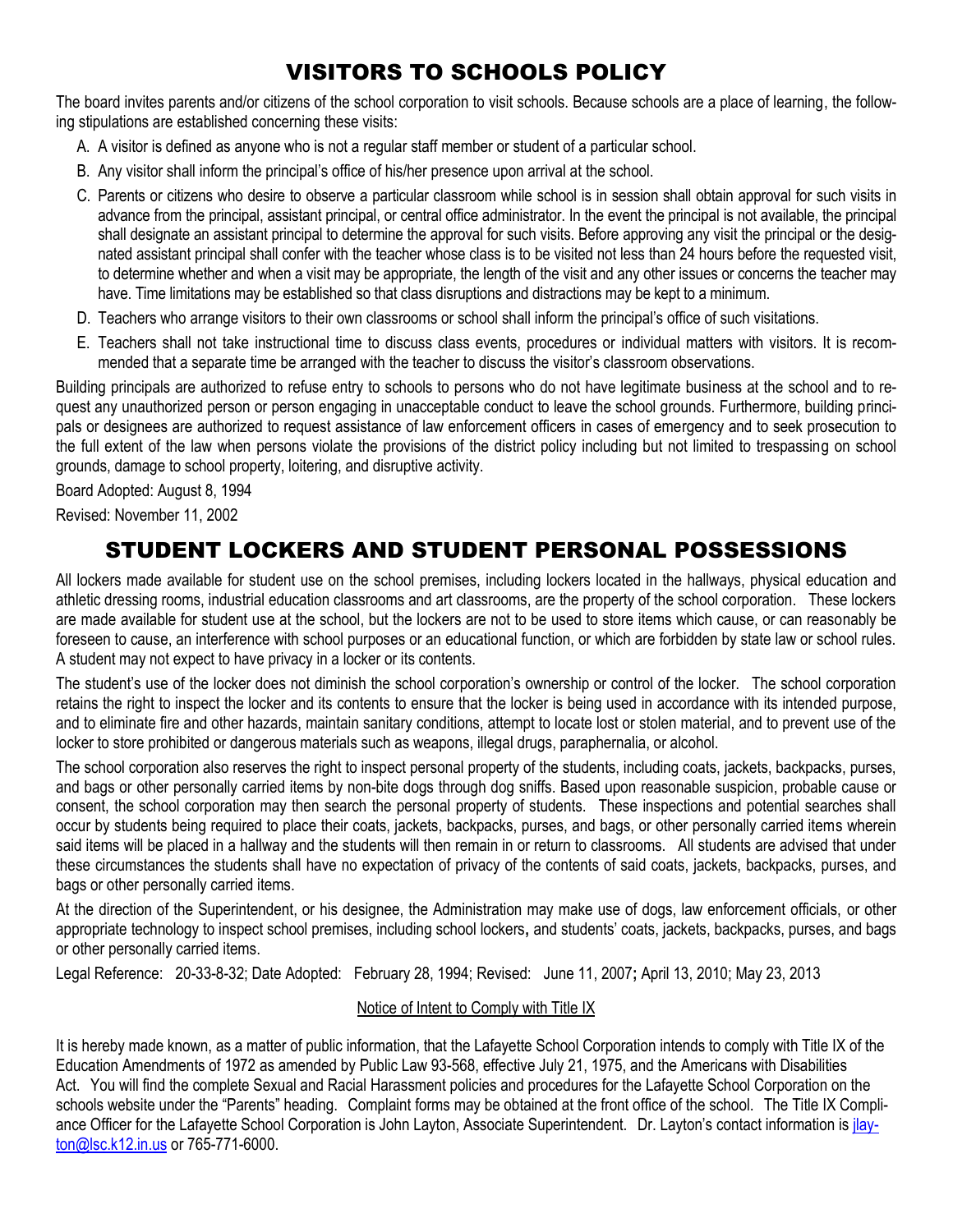# VISITORS TO SCHOOLS POLICY

The board invites parents and/or citizens of the school corporation to visit schools. Because schools are a place of learning, the following stipulations are established concerning these visits:

A. A visitor is defined as anyone who is not a regular staff member or student of a particular school.

B. Any visitor shall inform the principal's office of his/her presence upon arrival at the school.

C. Parents or citizens who desire to observe a particular classroom while school is in session shall obtain approval for such visits in advance from the principal, assistant principal, or central office administrator. In the event the principal is not available, the principal shall designate an assistant principal to determine the approval for such visits. Before approving any visit the principal or the designated assistant principal shall confer with the teacher whose class is to be visited not less than 24 hours before the requested visit, to determine whether and when a visit may be appropriate, the length of the visit and any other issues or concerns the teacher may have. Time limitations may be established so that class disruptions and distractions may be kept to a minimum.

D. Teachers who arrange visitors to their own classrooms or school shall inform the principal's office of such visitations.

E. Teachers shall not take instructional time to discuss class events, procedures or individual matters with visitors. It is recommended that a separate time be arranged with the teacher to discuss the visitor's classroom observations.

Building principals are authorized to refuse entry to schools to persons who do not have legitimate business at the school and to request any unauthorized person or person engaging in unacceptable conduct to leave the school grounds. Furthermore, building principals or designees are authorized to request assistance of law enforcement officers in cases of emergency and to seek prosecution to the full extent of the law when persons violate the provisions of the district policy including but not limited to trespassing on school grounds, damage to school property, loitering, and disruptive activity.

Board Adopted: August 8, 1994

Revised: November 11, 2002

# STUDENT LOCKERS AND STUDENT PERSONAL POSSESSIONS

All lockers made available for student use on the school premises, including lockers located in the hallways, physical education and athletic dressing rooms, industrial education classrooms and art classrooms, are the property of the school corporation. These lockers are made available for student use at the school, but the lockers are not to be used to store items which cause, or can reasonably be foreseen to cause, an interference with school purposes or an educational function, or which are forbidden by state law or school rules. A student may not expect to have privacy in a locker or its contents.

The student's use of the locker does not diminish the school corporation's ownership or control of the locker. The school corporation retains the right to inspect the locker and its contents to ensure that the locker is being used in accordance with its intended purpose, and to eliminate fire and other hazards, maintain sanitary conditions, attempt to locate lost or stolen material, and to prevent use of the locker to store prohibited or dangerous materials such as weapons, illegal drugs, paraphernalia, or alcohol.

The school corporation also reserves the right to inspect personal property of the students, including coats, jackets, backpacks, purses, and bags or other personally carried items by non-bite dogs through dog sniffs. Based upon reasonable suspicion, probable cause or consent, the school corporation may then search the personal property of students. These inspections and potential searches shall occur by students being required to place their coats, jackets, backpacks, purses, and bags, or other personally carried items wherein said items will be placed in a hallway and the students will then remain in or return to classrooms. All students are advised that under these circumstances the students shall have no expectation of privacy of the contents of said coats, jackets, backpacks, purses, and bags or other personally carried items.

At the direction of the Superintendent, or his designee, the Administration may make use of dogs, law enforcement officials, or other appropriate technology to inspect school premises, including school lockers, and students' coats, jackets, backpacks, purses, and bags or other personally carried items.

Legal Reference: 20-33-8-32; Date Adopted: February 28, 1994; Revised: June 11, 2007; April 13, 2010; May 23, 2013

Notice of Intent to Comply with Title IX

It is hereby made known, as a matter of public information, that the Lafayette School Corporation intends to comply with Title IX of the Education Amendments of 1972 as amended by Public Law 93-568, effective July 21, 1975, and the Americans with Disabilities Act. You will find the complete Sexual and Racial Harassment policies and procedures for the Lafayette School Corporation on the schools website under the "Parents" heading. Complaint forms may be obtained at the front office of the school. The Title IX Compliance Officer for the Lafayette School Corporation is John Layton, Associate Superintendent. Dr. Layton's contact information is jlayton@lsc.k12.in.us or 765-771-6000.